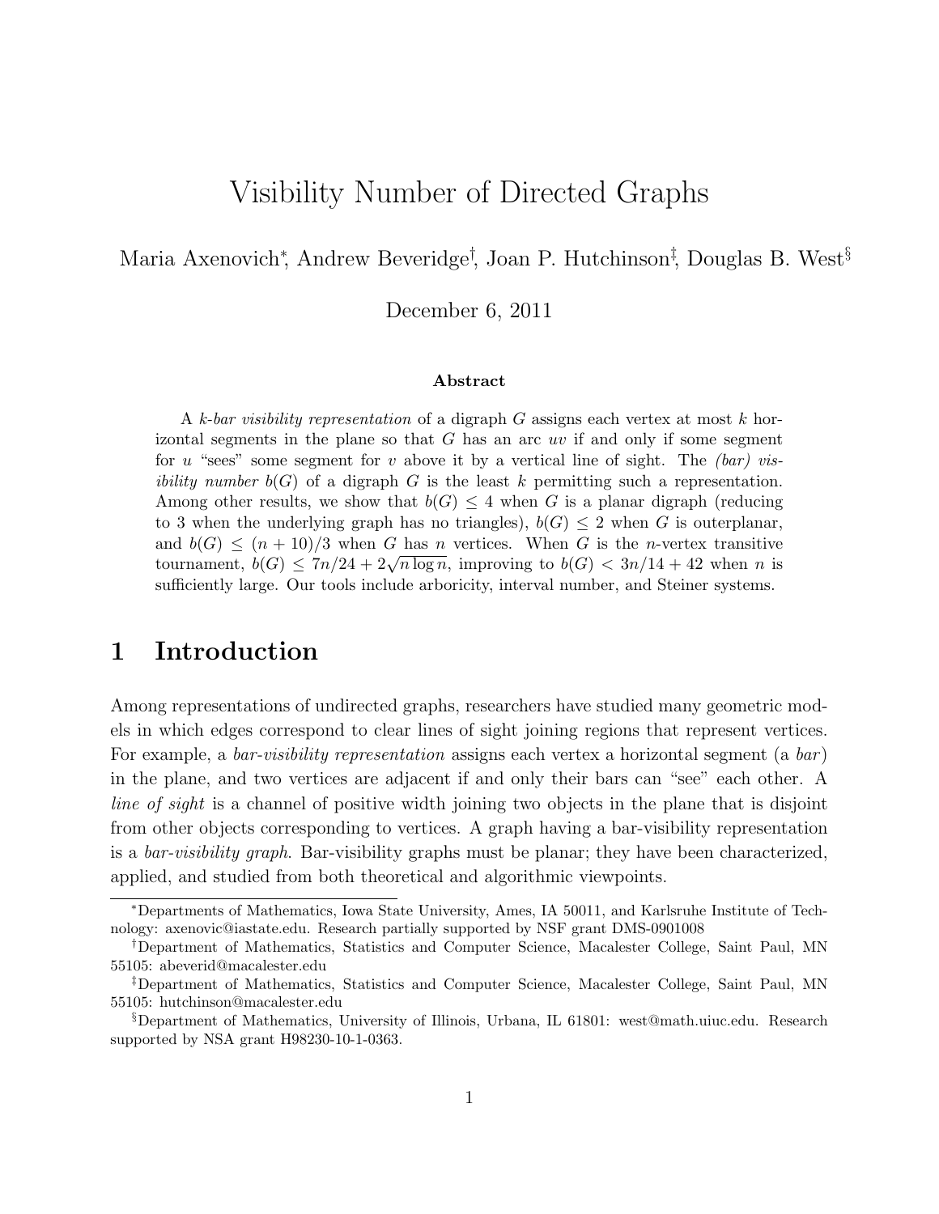# Visibility Number of Directed Graphs

Maria Axenovich[*], Andrew Beveridge[†], Joan P. Hutchinson[‡], Douglas B. West[§]

December 6, 2011

### Abstract

A *k-bar visibility representation* of a digraph $G$ assigns each vertex at most $k$ horizontal segments in the plane so that $G$ has an arc $uv$ if and only if some segment for $u$ "sees" some segment for $v$ above it by a vertical line of sight. The *(bar) visibility number* $b(G)$ of a digraph $G$ is the least $k$ permitting such a representation. Among other results, we show that $b(G) \le 4$ when $G$ is a planar digraph (reducing to 3 when the underlying graph has no triangles), $b(G) \le 2$ when $G$ is outerplanar, and $b(G) \le (n + 10)/3$ when $G$ has $n$ vertices. When $G$ is the $n$-vertex transitive tournament, $b(G) \le 7n/24 + 2\sqrt{n \log n}$, improving to $b(G) < 3n/14 + 42$ when $n$ is sufficiently large. Our tools include arboricity, interval number, and Steiner systems.

## 1 Introduction

Among representations of undirected graphs, researchers have studied many geometric models in which edges correspond to clear lines of sight joining regions that represent vertices. For example, a *bar-visibility representation* assigns each vertex a horizontal segment (a *bar*) in the plane, and two vertices are adjacent if and only their bars can "see" each other. A *line of sight* is a channel of positive width joining two objects in the plane that is disjoint from other objects corresponding to vertices. A graph having a bar-visibility representation is a *bar-visibility graph*. Bar-visibility graphs must be planar; they have been characterized, applied, and studied from both theoretical and algorithmic viewpoints.

---

[*] Departments of Mathematics, Iowa State University, Ames, IA 50011, and Karlsruhe Institute of Technology: axenovic@iastate.edu. Research partially supported by NSF grant DMS-0901008

[†] Department of Mathematics, Statistics and Computer Science, Macalester College, Saint Paul, MN 55105: abeverid@macalester.edu

[‡] Department of Mathematics, Statistics and Computer Science, Macalester College, Saint Paul, MN 55105: hutchinson@macalester.edu

[§] Department of Mathematics, University of Illinois, Urbana, IL 61801: west@math.uiuc.edu. Research supported by NSA grant H98230-10-1-0363.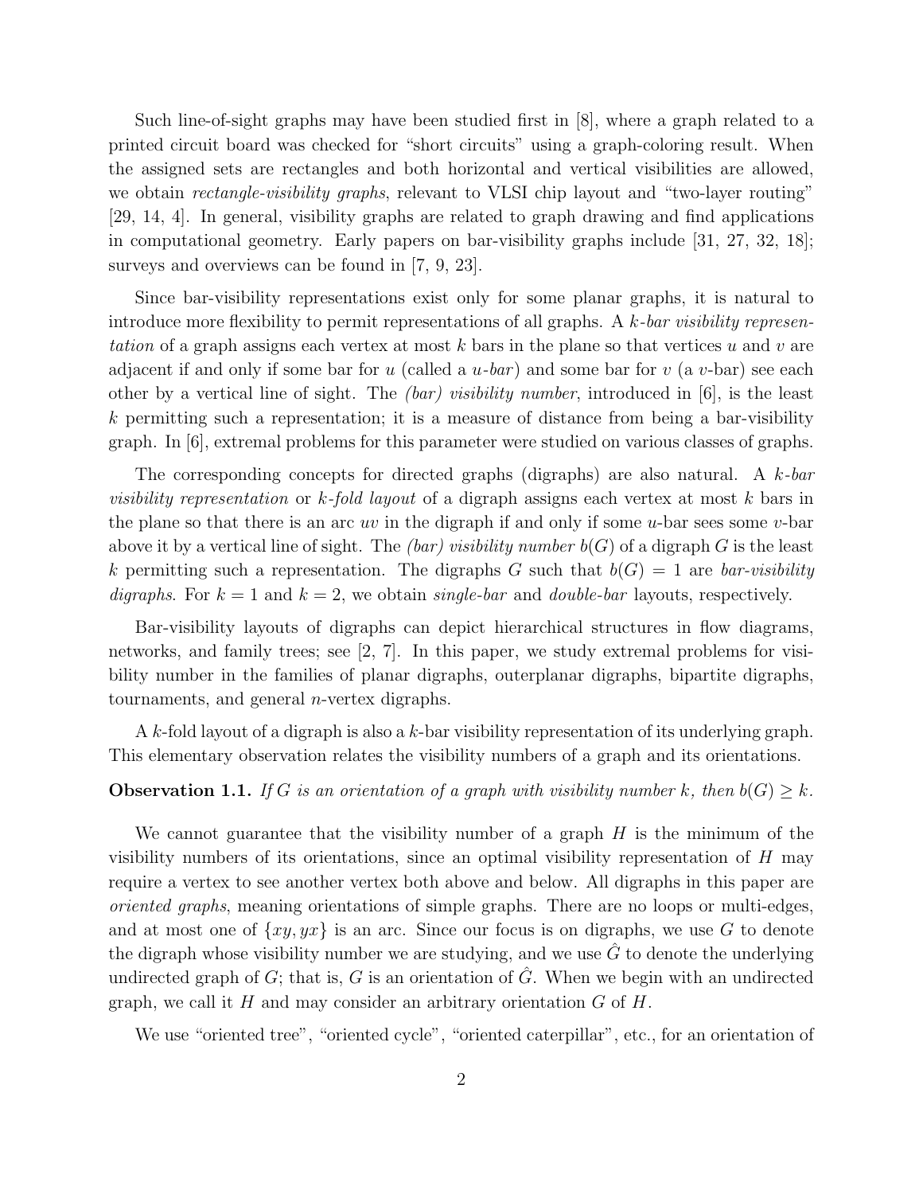Such line-of-sight graphs may have been studied first in [8], where a graph related to a printed circuit board was checked for "short circuits" using a graph-coloring result. When the assigned sets are rectangles and both horizontal and vertical visibilities are allowed, we obtain *rectangle-visibility graphs*, relevant to VLSI chip layout and "two-layer routing" [29, 14, 4]. In general, visibility graphs are related to graph drawing and find applications in computational geometry. Early papers on bar-visibility graphs include [31, 27, 32, 18]; surveys and overviews can be found in [7, 9, 23].

Since bar-visibility representations exist only for some planar graphs, it is natural to introduce more flexibility to permit representations of all graphs. A *$k$-bar visibility representation* of a graph assigns each vertex at most $k$ bars in the plane so that vertices $u$ and $v$ are adjacent if and only if some bar for $u$ (called a *$u$-bar*) and some bar for $v$ (a $v$-bar) see each other by a vertical line of sight. The *(bar) visibility number*, introduced in [6], is the least $k$ permitting such a representation; it is a measure of distance from being a bar-visibility graph. In [6], extremal problems for this parameter were studied on various classes of graphs.

The corresponding concepts for directed graphs (digraphs) are also natural. A *$k$-bar visibility representation* or *$k$-fold layout* of a digraph assigns each vertex at most $k$ bars in the plane so that there is an arc $uv$ in the digraph if and only if some $u$-bar sees some $v$-bar above it by a vertical line of sight. The *(bar) visibility number* $b(G)$ of a digraph $G$ is the least $k$ permitting such a representation. The digraphs $G$ such that $b(G) = 1$ are *bar-visibility digraphs*. For $k = 1$ and $k = 2$, we obtain *single-bar* and *double-bar* layouts, respectively.

Bar-visibility layouts of digraphs can depict hierarchical structures in flow diagrams, networks, and family trees; see [2, 7]. In this paper, we study extremal problems for visibility number in the families of planar digraphs, outerplanar digraphs, bipartite digraphs, tournaments, and general $n$-vertex digraphs.

A $k$-fold layout of a digraph is also a $k$-bar visibility representation of its underlying graph. This elementary observation relates the visibility numbers of a graph and its orientations.

**Observation 1.1.** *If $G$ is an orientation of a graph with visibility number $k$, then $b(G) \geq k$.*

We cannot guarantee that the visibility number of a graph $H$ is the minimum of the visibility numbers of its orientations, since an optimal visibility representation of $H$ may require a vertex to see another vertex both above and below. All digraphs in this paper are *oriented graphs*, meaning orientations of simple graphs. There are no loops or multi-edges, and at most one of $\{xy, yx\}$ is an arc. Since our focus is on digraphs, we use $G$ to denote the digraph whose visibility number we are studying, and we use $\hat{G}$ to denote the underlying undirected graph of $G$; that is, $G$ is an orientation of $\hat{G}$. When we begin with an undirected graph, we call it $H$ and may consider an arbitrary orientation $G$ of $H$.

We use "oriented tree", "oriented cycle", "oriented caterpillar", etc., for an orientation of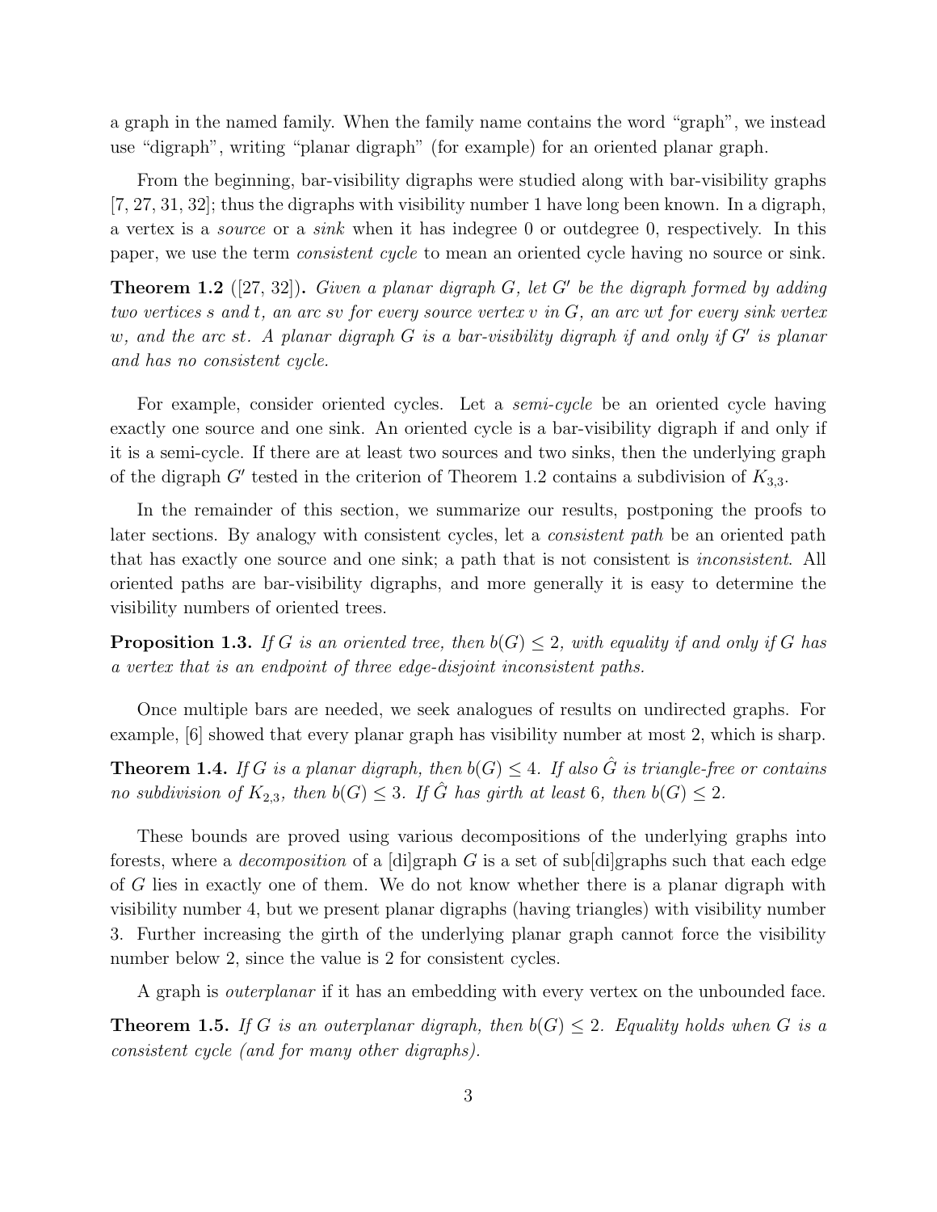a graph in the named family. When the family name contains the word "graph", we instead use "digraph", writing "planar digraph" (for example) for an oriented planar graph.

From the beginning, bar-visibility digraphs were studied along with bar-visibility graphs [7, 27, 31, 32]; thus the digraphs with visibility number 1 have long been known. In a digraph, a vertex is a *source* or a *sink* when it has indegree 0 or outdegree 0, respectively. In this paper, we use the term *consistent cycle* to mean an oriented cycle having no source or sink.

**Theorem 1.2** ([27, 32])**.** *Given a planar digraph $G$, let $G'$ be the digraph formed by adding two vertices $s$ and $t$, an arc $sv$ for every source vertex $v$ in $G$, an arc $wt$ for every sink vertex $w$, and the arc $st$. A planar digraph $G$ is a bar-visibility digraph if and only if $G'$ is planar and has no consistent cycle.*

For example, consider oriented cycles. Let a *semi-cycle* be an oriented cycle having exactly one source and one sink. An oriented cycle is a bar-visibility digraph if and only if it is a semi-cycle. If there are at least two sources and two sinks, then the underlying graph of the digraph $G'$ tested in the criterion of Theorem 1.2 contains a subdivision of $K_{3,3}$.

In the remainder of this section, we summarize our results, postponing the proofs to later sections. By analogy with consistent cycles, let a *consistent path* be an oriented path that has exactly one source and one sink; a path that is not consistent is *inconsistent*. All oriented paths are bar-visibility digraphs, and more generally it is easy to determine the visibility numbers of oriented trees.

**Proposition 1.3.** *If $G$ is an oriented tree, then $b(G) \leq 2$, with equality if and only if $G$ has a vertex that is an endpoint of three edge-disjoint inconsistent paths.*

Once multiple bars are needed, we seek analogues of results on undirected graphs. For example, [6] showed that every planar graph has visibility number at most 2, which is sharp.

**Theorem 1.4.** *If $G$ is a planar digraph, then $b(G) \leq 4$. If also $\hat{G}$ is triangle-free or contains no subdivision of $K_{2,3}$, then $b(G) \leq 3$. If $\hat{G}$ has girth at least 6, then $b(G) \leq 2$.*

These bounds are proved using various decompositions of the underlying graphs into forests, where a *decomposition* of a [di]graph $G$ is a set of sub[di]graphs such that each edge of $G$ lies in exactly one of them. We do not know whether there is a planar digraph with visibility number 4, but we present planar digraphs (having triangles) with visibility number 3. Further increasing the girth of the underlying planar graph cannot force the visibility number below 2, since the value is 2 for consistent cycles.

A graph is *outerplanar* if it has an embedding with every vertex on the unbounded face.

**Theorem 1.5.** *If $G$ is an outerplanar digraph, then $b(G) \leq 2$. Equality holds when $G$ is a consistent cycle (and for many other digraphs).*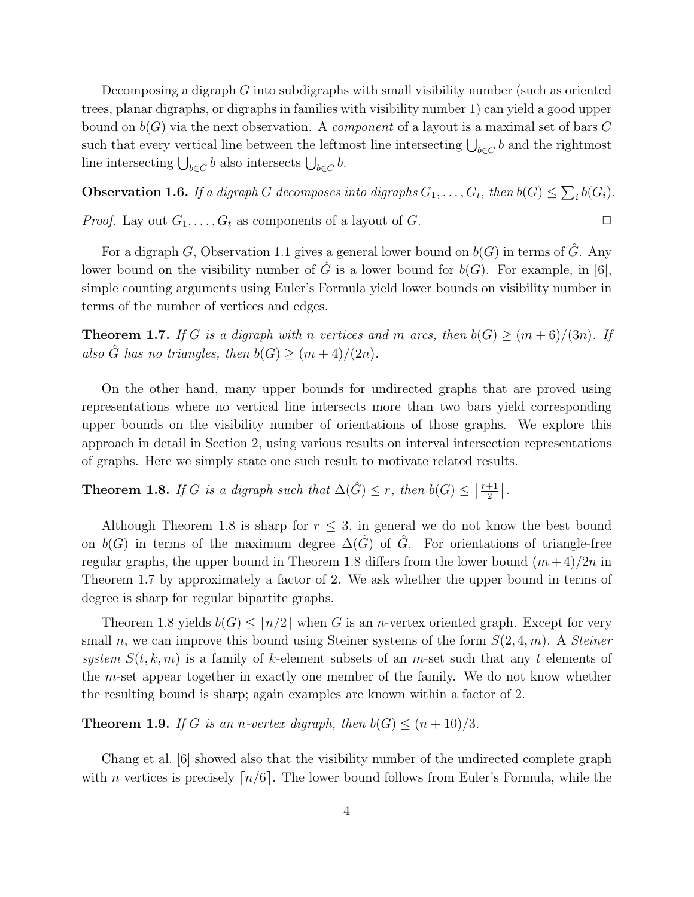Decomposing a digraph $G$ into subdigraphs with small visibility number (such as oriented trees, planar digraphs, or digraphs in families with visibility number 1) can yield a good upper bound on $b(G)$ via the next observation. A *component* of a layout is a maximal set of bars $C$ such that every vertical line between the leftmost line intersecting $\bigcup_{b\in C} b$ and the rightmost line intersecting $\bigcup_{b\in C} b$ also intersects $\bigcup_{b\in C} b$.

**Observation 1.6.** *If a digraph $G$ decomposes into digraphs $G_1, \ldots, G_t$, then $b(G) \le \sum_i b(G_i)$.*

*Proof.* Lay out $G_1, \ldots, G_t$ as components of a layout of $G$. □

For a digraph $G$, Observation 1.1 gives a general lower bound on $b(G)$ in terms of $\hat{G}$. Any lower bound on the visibility number of $\hat{G}$ is a lower bound for $b(G)$. For example, in [6], simple counting arguments using Euler's Formula yield lower bounds on visibility number in terms of the number of vertices and edges.

**Theorem 1.7.** *If $G$ is a digraph with $n$ vertices and $m$ arcs, then $b(G) \ge (m + 6)/(3n)$. If also $\hat{G}$ has no triangles, then $b(G) \ge (m + 4)/(2n)$.*

On the other hand, many upper bounds for undirected graphs that are proved using representations where no vertical line intersects more than two bars yield corresponding upper bounds on the visibility number of orientations of those graphs. We explore this approach in detail in Section 2, using various results on interval intersection representations of graphs. Here we simply state one such result to motivate related results.

**Theorem 1.8.** *If $G$ is a digraph such that $\Delta(\hat{G}) \le r$, then $b(G) \le \left\lceil \frac{r+1}{2} \right\rceil$.*

Although Theorem 1.8 is sharp for $r \le 3$, in general we do not know the best bound on $b(G)$ in terms of the maximum degree $\Delta(\hat{G})$ of $\hat{G}$. For orientations of triangle-free regular graphs, the upper bound in Theorem 1.8 differs from the lower bound $(m+4)/2n$ in Theorem 1.7 by approximately a factor of 2. We ask whether the upper bound in terms of degree is sharp for regular bipartite graphs.

Theorem 1.8 yields $b(G) \le \lceil n/2 \rceil$ when $G$ is an $n$-vertex oriented graph. Except for very small $n$, we can improve this bound using Steiner systems of the form $S(2, 4, m)$. A *Steiner system* $S(t, k, m)$ is a family of $k$-element subsets of an $m$-set such that any $t$ elements of the $m$-set appear together in exactly one member of the family. We do not know whether the resulting bound is sharp; again examples are known within a factor of 2.

**Theorem 1.9.** *If $G$ is an $n$-vertex digraph, then $b(G) \le (n + 10)/3$.*

Chang et al. [6] showed also that the visibility number of the undirected complete graph with $n$ vertices is precisely $\lceil n/6 \rceil$. The lower bound follows from Euler's Formula, while the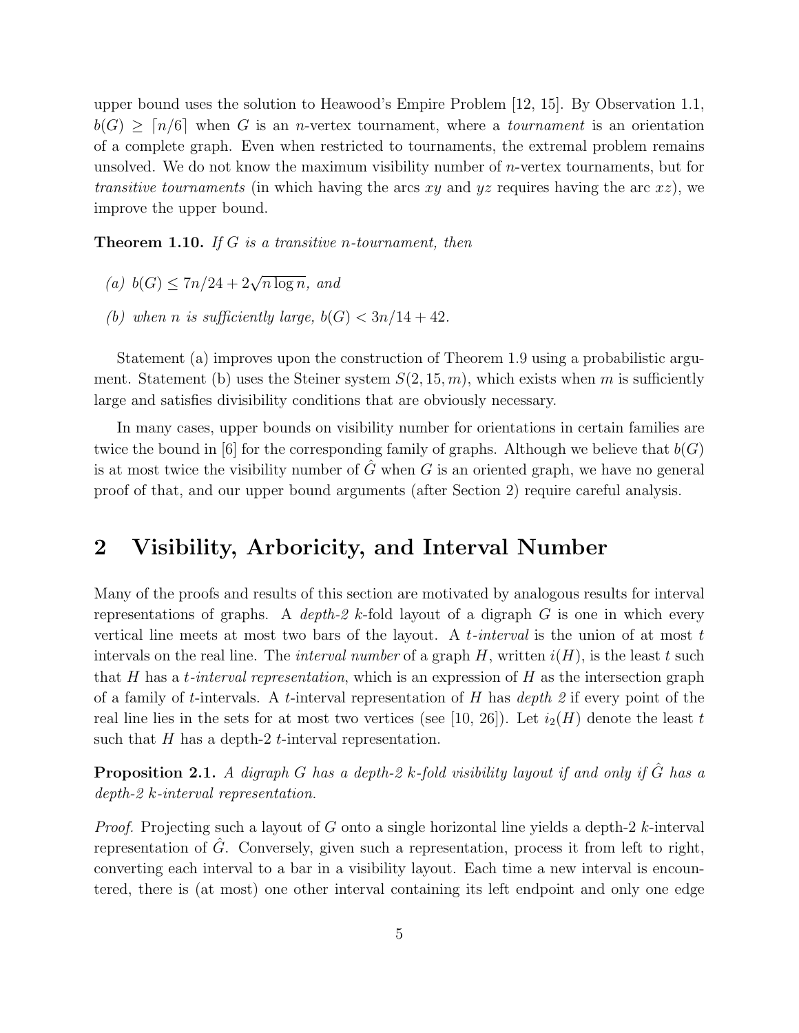upper bound uses the solution to Heawood's Empire Problem [12, 15]. By Observation 1.1, $b(G) \geq \lceil n/6 \rceil$ when $G$ is an $n$-vertex tournament, where a *tournament* is an orientation of a complete graph. Even when restricted to tournaments, the extremal problem remains unsolved. We do not know the maximum visibility number of $n$-vertex tournaments, but for *transitive tournaments* (in which having the arcs $xy$ and $yz$ requires having the arc $xz$), we improve the upper bound.

**Theorem 1.10.** *If $G$ is a transitive $n$-tournament, then*

- *(a) $b(G) \leq 7n/24 + 2\sqrt{n \log n}$, and*
- *(b) when $n$ is sufficiently large, $b(G) < 3n/14 + 42$.*

Statement (a) improves upon the construction of Theorem 1.9 using a probabilistic argument. Statement (b) uses the Steiner system $S(2, 15, m)$, which exists when $m$ is sufficiently large and satisfies divisibility conditions that are obviously necessary.

In many cases, upper bounds on visibility number for orientations in certain families are twice the bound in [6] for the corresponding family of graphs. Although we believe that $b(G)$ is at most twice the visibility number of $\hat{G}$ when $G$ is an oriented graph, we have no general proof of that, and our upper bound arguments (after Section 2) require careful analysis.

## 2 Visibility, Arboricity, and Interval Number

Many of the proofs and results of this section are motivated by analogous results for interval representations of graphs. A *depth-2* $k$-fold layout of a digraph $G$ is one in which every vertical line meets at most two bars of the layout. A *$t$-interval* is the union of at most $t$ intervals on the real line. The *interval number* of a graph $H$, written $i(H)$, is the least $t$ such that $H$ has a *$t$-interval representation*, which is an expression of $H$ as the intersection graph of a family of $t$-intervals. A $t$-interval representation of $H$ has *depth 2* if every point of the real line lies in the sets for at most two vertices (see [10, 26]). Let $i_2(H)$ denote the least $t$ such that $H$ has a depth-2 $t$-interval representation.

**Proposition 2.1.** *A digraph $G$ has a depth-2 $k$-fold visibility layout if and only if $\hat{G}$ has a depth-2 $k$-interval representation.*

*Proof.* Projecting such a layout of $G$ onto a single horizontal line yields a depth-2 $k$-interval representation of $\hat{G}$. Conversely, given such a representation, process it from left to right, converting each interval to a bar in a visibility layout. Each time a new interval is encountered, there is (at most) one other interval containing its left endpoint and only one edge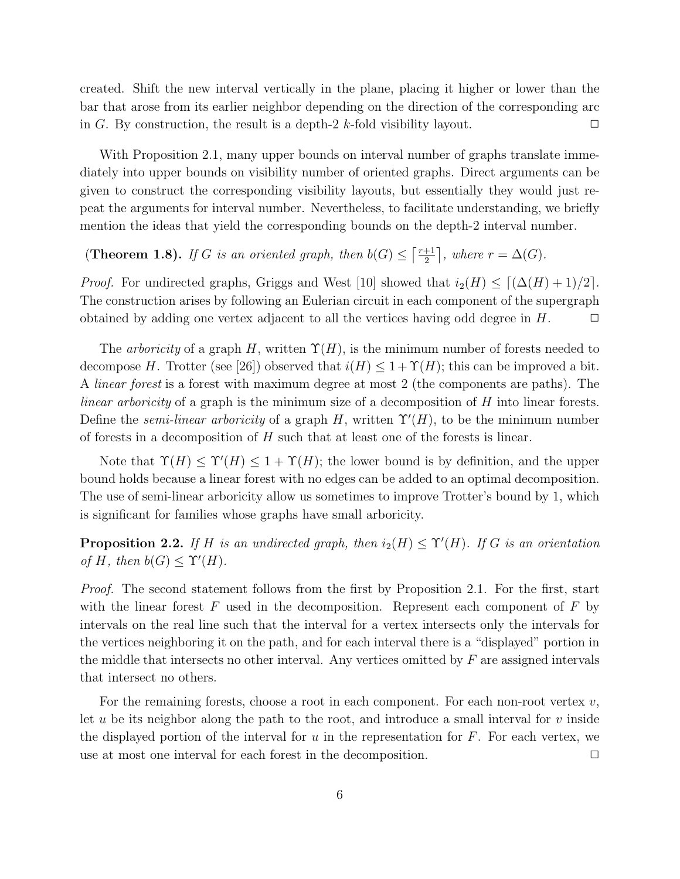created. Shift the new interval vertically in the plane, placing it higher or lower than the bar that arose from its earlier neighbor depending on the direction of the corresponding arc in $G$. By construction, the result is a depth-2 $k$-fold visibility layout. □

With Proposition 2.1, many upper bounds on interval number of graphs translate immediately into upper bounds on visibility number of oriented graphs. Direct arguments can be given to construct the corresponding visibility layouts, but essentially they would just repeat the arguments for interval number. Nevertheless, to facilitate understanding, we briefly mention the ideas that yield the corresponding bounds on the depth-2 interval number.

**(Theorem 1.8).** *If $G$ is an oriented graph, then $b(G) \le \lceil \frac{r+1}{2} \rceil$, where $r = \Delta(G)$.*

*Proof.* For undirected graphs, Griggs and West [10] showed that $i_2(H) \le \lceil (\Delta(H)+1)/2 \rceil$. The construction arises by following an Eulerian circuit in each component of the supergraph obtained by adding one vertex adjacent to all the vertices having odd degree in $H$. □

The *arboricity* of a graph $H$, written $\Upsilon(H)$, is the minimum number of forests needed to decompose $H$. Trotter (see [26]) observed that $i(H) \le 1 + \Upsilon(H)$; this can be improved a bit. A *linear forest* is a forest with maximum degree at most 2 (the components are paths). The *linear arboricity* of a graph is the minimum size of a decomposition of $H$ into linear forests. Define the *semi-linear arboricity* of a graph $H$, written $\Upsilon'(H)$, to be the minimum number of forests in a decomposition of $H$ such that at least one of the forests is linear.

Note that $\Upsilon(H) \le \Upsilon'(H) \le 1 + \Upsilon(H)$; the lower bound is by definition, and the upper bound holds because a linear forest with no edges can be added to an optimal decomposition. The use of semi-linear arboricity allow us sometimes to improve Trotter's bound by 1, which is significant for families whose graphs have small arboricity.

**Proposition 2.2.** *If $H$ is an undirected graph, then $i_2(H) \le \Upsilon'(H)$. If $G$ is an orientation of $H$, then $b(G) \le \Upsilon'(H)$.*

*Proof.* The second statement follows from the first by Proposition 2.1. For the first, start with the linear forest $F$ used in the decomposition. Represent each component of $F$ by intervals on the real line such that the interval for a vertex intersects only the intervals for the vertices neighboring it on the path, and for each interval there is a "displayed" portion in the middle that intersects no other interval. Any vertices omitted by $F$ are assigned intervals that intersect no others.

For the remaining forests, choose a root in each component. For each non-root vertex $v$, let $u$ be its neighbor along the path to the root, and introduce a small interval for $v$ inside the displayed portion of the interval for $u$ in the representation for $F$. For each vertex, we use at most one interval for each forest in the decomposition. □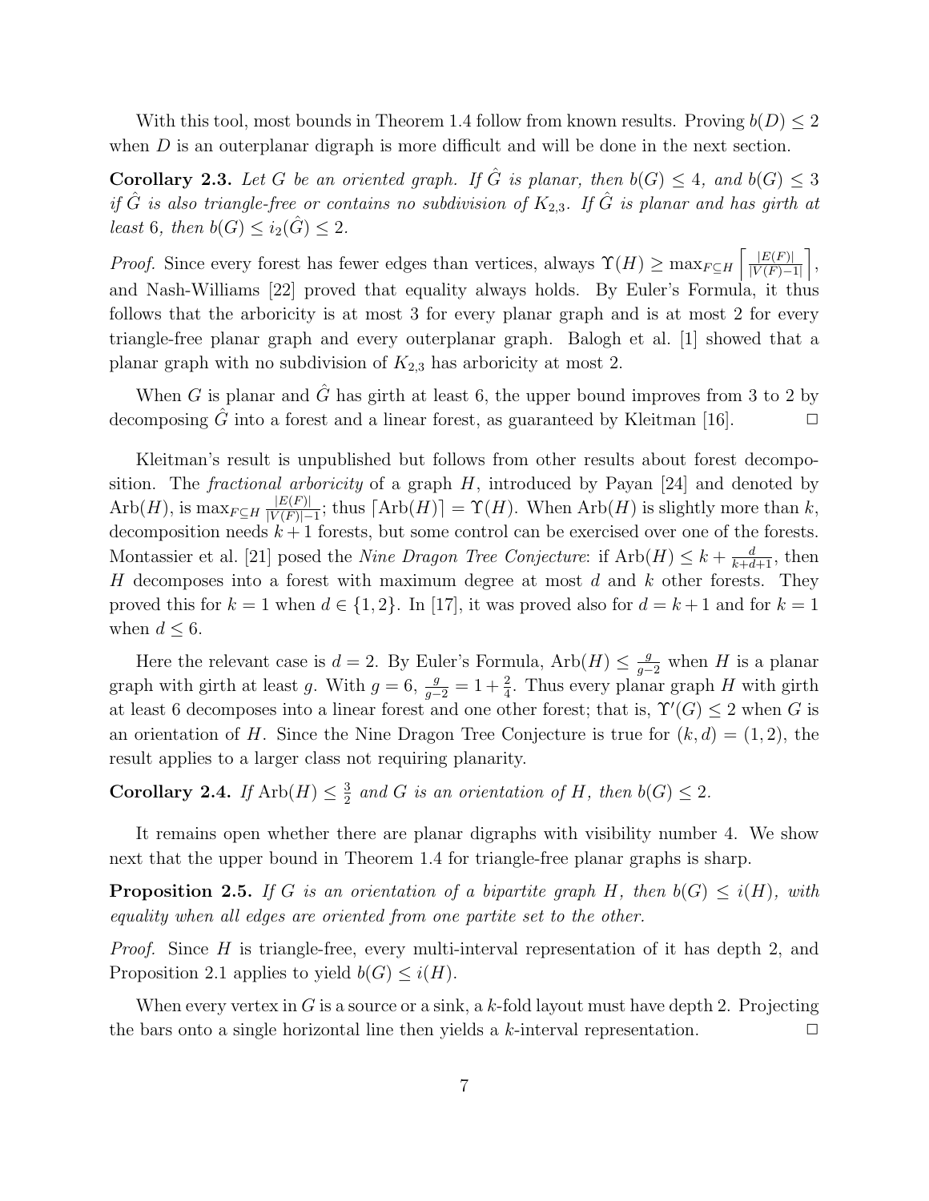With this tool, most bounds in Theorem 1.4 follow from known results. Proving $b(D) \le 2$ when $D$ is an outerplanar digraph is more difficult and will be done in the next section.

**Corollary 2.3.** *Let $G$ be an oriented graph. If $\hat{G}$ is planar, then $b(G) \le 4$, and $b(G) \le 3$ if $\hat{G}$ is also triangle-free or contains no subdivision of $K_{2,3}$. If $\hat{G}$ is planar and has girth at least 6, then $b(G) \le i_2(\hat{G}) \le 2$.*

*Proof.* Since every forest has fewer edges than vertices, always $\Upsilon(H) \ge \max_{F \subseteq H} \left\lceil \frac{|E(F)|}{|V(F)-1|} \right\rceil$, and Nash-Williams [22] proved that equality always holds. By Euler's Formula, it thus follows that the arboricity is at most 3 for every planar graph and is at most 2 for every triangle-free planar graph and every outerplanar graph. Balogh et al. [1] showed that a planar graph with no subdivision of $K_{2,3}$ has arboricity at most 2.

When $G$ is planar and $\hat{G}$ has girth at least 6, the upper bound improves from 3 to 2 by decomposing $\hat{G}$ into a forest and a linear forest, as guaranteed by Kleitman [16]. □

Kleitman's result is unpublished but follows from other results about forest decomposition. The *fractional arboricity* of a graph $H$, introduced by Payan [24] and denoted by $\mathrm{Arb}(H)$, is $\max_{F \subseteq H} \frac{|E(F)|}{|V(F)|-1}$; thus $\lceil \mathrm{Arb}(H) \rceil = \Upsilon(H)$. When $\mathrm{Arb}(H)$ is slightly more than $k$, decomposition needs $k+1$ forests, but some control can be exercised over one of the forests. Montassier et al. [21] posed the *Nine Dragon Tree Conjecture*: if $\mathrm{Arb}(H) \le k + \frac{d}{k+d+1}$, then $H$ decomposes into a forest with maximum degree at most $d$ and $k$ other forests. They proved this for $k = 1$ when $d \in \{1, 2\}$. In [17], it was proved also for $d = k+1$ and for $k = 1$ when $d \le 6$.

Here the relevant case is $d = 2$. By Euler's Formula, $\mathrm{Arb}(H) \le \frac{g}{g-2}$ when $H$ is a planar graph with girth at least $g$. With $g = 6$, $\frac{g}{g-2} = 1 + \frac{2}{4}$. Thus every planar graph $H$ with girth at least 6 decomposes into a linear forest and one other forest; that is, $\Upsilon'(G) \le 2$ when $G$ is an orientation of $H$. Since the Nine Dragon Tree Conjecture is true for $(k, d) = (1, 2)$, the result applies to a larger class not requiring planarity.

**Corollary 2.4.** *If $\mathrm{Arb}(H) \le \frac{3}{2}$ and $G$ is an orientation of $H$, then $b(G) \le 2$.*

It remains open whether there are planar digraphs with visibility number 4. We show next that the upper bound in Theorem 1.4 for triangle-free planar graphs is sharp.

**Proposition 2.5.** *If $G$ is an orientation of a bipartite graph $H$, then $b(G) \le i(H)$, with equality when all edges are oriented from one partite set to the other.*

*Proof.* Since $H$ is triangle-free, every multi-interval representation of it has depth 2, and Proposition 2.1 applies to yield $b(G) \le i(H)$.

When every vertex in $G$ is a source or a sink, a $k$-fold layout must have depth 2. Projecting the bars onto a single horizontal line then yields a $k$-interval representation. □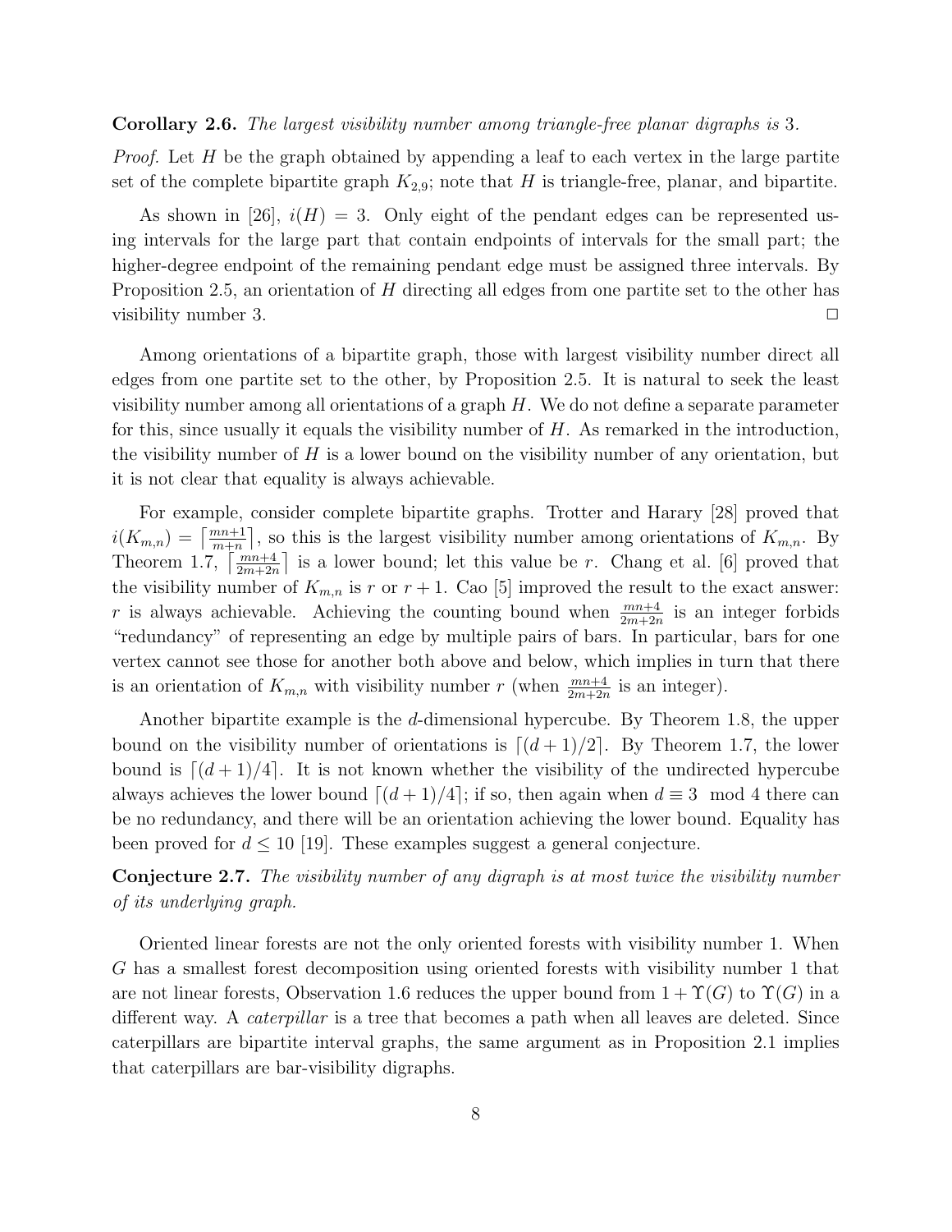**Corollary 2.6.** *The largest visibility number among triangle-free planar digraphs is* 3*.*

*Proof.* Let $H$ be the graph obtained by appending a leaf to each vertex in the large partite set of the complete bipartite graph $K_{2,9}$; note that $H$ is triangle-free, planar, and bipartite.

As shown in [26], $i(H) = 3$. Only eight of the pendant edges can be represented using intervals for the large part that contain endpoints of intervals for the small part; the higher-degree endpoint of the remaining pendant edge must be assigned three intervals. By Proposition 2.5, an orientation of $H$ directing all edges from one partite set to the other has visibility number 3. □

Among orientations of a bipartite graph, those with largest visibility number direct all edges from one partite set to the other, by Proposition 2.5. It is natural to seek the least visibility number among all orientations of a graph $H$. We do not define a separate parameter for this, since usually it equals the visibility number of $H$. As remarked in the introduction, the visibility number of $H$ is a lower bound on the visibility number of any orientation, but it is not clear that equality is always achievable.

For example, consider complete bipartite graphs. Trotter and Harary [28] proved that $i(K_{m,n}) = \lceil \frac{mn+1}{m+n} \rceil$, so this is the largest visibility number among orientations of $K_{m,n}$. By Theorem 1.7, $\lceil \frac{mn+4}{2m+2n} \rceil$ is a lower bound; let this value be $r$. Chang et al. [6] proved that the visibility number of $K_{m,n}$ is $r$ or $r+1$. Cao [5] improved the result to the exact answer: $r$ is always achievable. Achieving the counting bound when $\frac{mn+4}{2m+2n}$ is an integer forbids "redundancy" of representing an edge by multiple pairs of bars. In particular, bars for one vertex cannot see those for another both above and below, which implies in turn that there is an orientation of $K_{m,n}$ with visibility number $r$ (when $\frac{mn+4}{2m+2n}$ is an integer).

Another bipartite example is the $d$-dimensional hypercube. By Theorem 1.8, the upper bound on the visibility number of orientations is $\lceil (d+1)/2 \rceil$. By Theorem 1.7, the lower bound is $\lceil (d+1)/4 \rceil$. It is not known whether the visibility of the undirected hypercube always achieves the lower bound $\lceil (d+1)/4 \rceil$; if so, then again when $d \equiv 3 \mod 4$ there can be no redundancy, and there will be an orientation achieving the lower bound. Equality has been proved for $d \leq 10$ [19]. These examples suggest a general conjecture.

**Conjecture 2.7.** *The visibility number of any digraph is at most twice the visibility number of its underlying graph.*

Oriented linear forests are not the only oriented forests with visibility number 1. When $G$ has a smallest forest decomposition using oriented forests with visibility number 1 that are not linear forests, Observation 1.6 reduces the upper bound from $1 + \Upsilon(G)$ to $\Upsilon(G)$ in a different way. A *caterpillar* is a tree that becomes a path when all leaves are deleted. Since caterpillars are bipartite interval graphs, the same argument as in Proposition 2.1 implies that caterpillars are bar-visibility digraphs.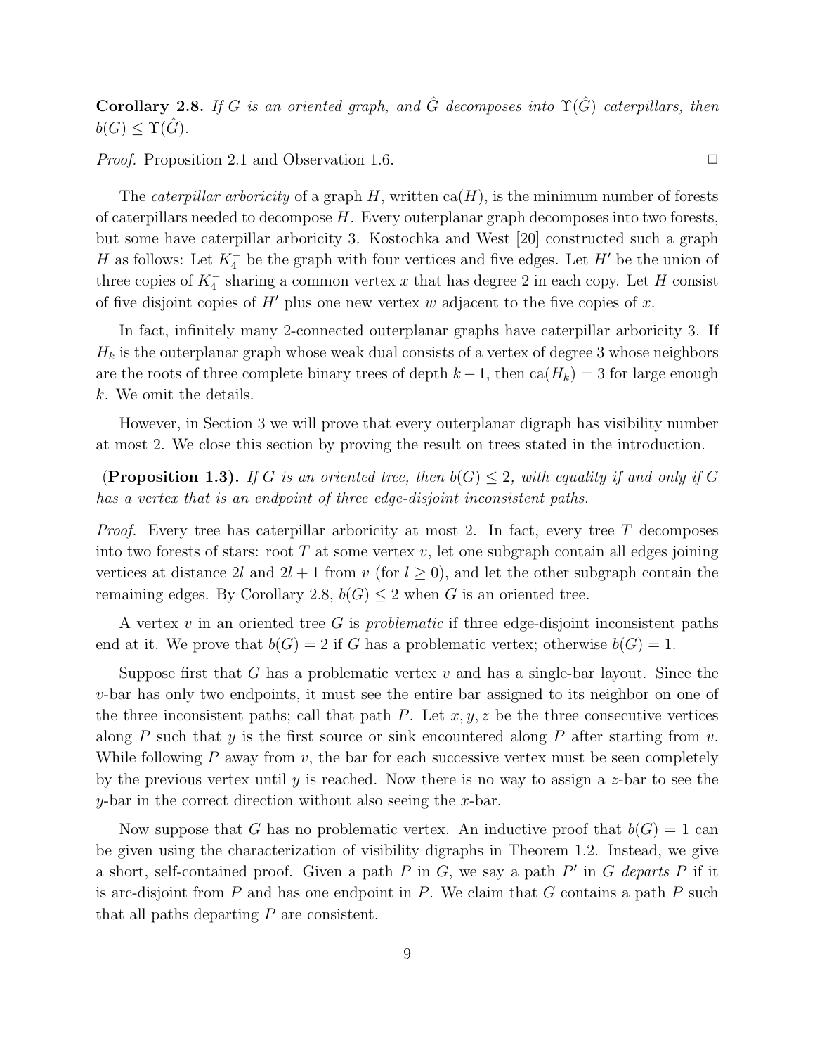**Corollary 2.8.** *If $G$ is an oriented graph, and $\hat{G}$ decomposes into $\Upsilon(\hat{G})$ caterpillars, then $b(G) \leq \Upsilon(\hat{G})$.*

*Proof.* Proposition 2.1 and Observation 1.6. □

The *caterpillar arboricity* of a graph $H$, written $\text{ca}(H)$, is the minimum number of forests of caterpillars needed to decompose $H$. Every outerplanar graph decomposes into two forests, but some have caterpillar arboricity 3. Kostochka and West [20] constructed such a graph $H$ as follows: Let $K_4^-$ be the graph with four vertices and five edges. Let $H'$ be the union of three copies of $K_4^-$ sharing a common vertex $x$ that has degree 2 in each copy. Let $H$ consist of five disjoint copies of $H'$ plus one new vertex $w$ adjacent to the five copies of $x$.

In fact, infinitely many 2-connected outerplanar graphs have caterpillar arboricity 3. If $H_k$ is the outerplanar graph whose weak dual consists of a vertex of degree 3 whose neighbors are the roots of three complete binary trees of depth $k-1$, then $\text{ca}(H_k) = 3$ for large enough $k$. We omit the details.

However, in Section 3 we will prove that every outerplanar digraph has visibility number at most 2. We close this section by proving the result on trees stated in the introduction.

**(Proposition 1.3).** *If $G$ is an oriented tree, then $b(G) \leq 2$, with equality if and only if $G$ has a vertex that is an endpoint of three edge-disjoint inconsistent paths.*

*Proof.* Every tree has caterpillar arboricity at most 2. In fact, every tree $T$ decomposes into two forests of stars: root $T$ at some vertex $v$, let one subgraph contain all edges joining vertices at distance $2l$ and $2l+1$ from $v$ (for $l \geq 0$), and let the other subgraph contain the remaining edges. By Corollary 2.8, $b(G) \leq 2$ when $G$ is an oriented tree.

A vertex $v$ in an oriented tree $G$ is *problematic* if three edge-disjoint inconsistent paths end at it. We prove that $b(G) = 2$ if $G$ has a problematic vertex; otherwise $b(G) = 1$.

Suppose first that $G$ has a problematic vertex $v$ and has a single-bar layout. Since the $v$-bar has only two endpoints, it must see the entire bar assigned to its neighbor on one of the three inconsistent paths; call that path $P$. Let $x, y, z$ be the three consecutive vertices along $P$ such that $y$ is the first source or sink encountered along $P$ after starting from $v$. While following $P$ away from $v$, the bar for each successive vertex must be seen completely by the previous vertex until $y$ is reached. Now there is no way to assign a $z$-bar to see the $y$-bar in the correct direction without also seeing the $x$-bar.

Now suppose that $G$ has no problematic vertex. An inductive proof that $b(G) = 1$ can be given using the characterization of visibility digraphs in Theorem 1.2. Instead, we give a short, self-contained proof. Given a path $P$ in $G$, we say a path $P'$ in $G$ *departs* $P$ if it is arc-disjoint from $P$ and has one endpoint in $P$. We claim that $G$ contains a path $P$ such that all paths departing $P$ are consistent.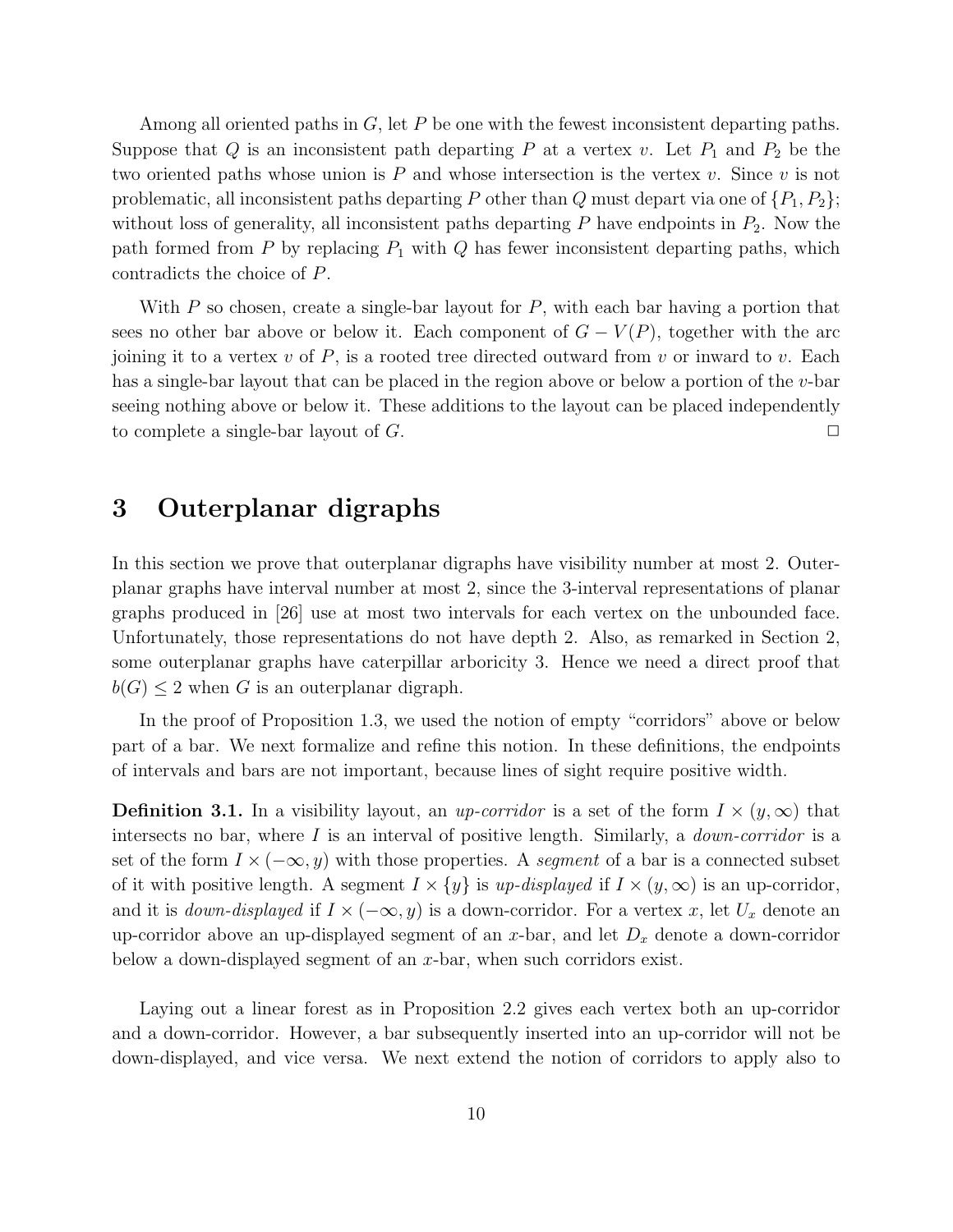Among all oriented paths in $G$, let $P$ be one with the fewest inconsistent departing paths. Suppose that $Q$ is an inconsistent path departing $P$ at a vertex $v$. Let $P_1$ and $P_2$ be the two oriented paths whose union is $P$ and whose intersection is the vertex $v$. Since $v$ is not problematic, all inconsistent paths departing $P$ other than $Q$ must depart via one of $\{P_1, P_2\}$; without loss of generality, all inconsistent paths departing $P$ have endpoints in $P_2$. Now the path formed from $P$ by replacing $P_1$ with $Q$ has fewer inconsistent departing paths, which contradicts the choice of $P$.

With $P$ so chosen, create a single-bar layout for $P$, with each bar having a portion that sees no other bar above or below it. Each component of $G - V(P)$, together with the arc joining it to a vertex $v$ of $P$, is a rooted tree directed outward from $v$ or inward to $v$. Each has a single-bar layout that can be placed in the region above or below a portion of the $v$-bar seeing nothing above or below it. These additions to the layout can be placed independently to complete a single-bar layout of $G$. □

# 3 Outerplanar digraphs

In this section we prove that outerplanar digraphs have visibility number at most 2. Outerplanar graphs have interval number at most 2, since the 3-interval representations of planar graphs produced in [26] use at most two intervals for each vertex on the unbounded face. Unfortunately, those representations do not have depth 2. Also, as remarked in Section 2, some outerplanar graphs have caterpillar arboricity 3. Hence we need a direct proof that $b(G) \leq 2$ when $G$ is an outerplanar digraph.

In the proof of Proposition 1.3, we used the notion of empty "corridors" above or below part of a bar. We next formalize and refine this notion. In these definitions, the endpoints of intervals and bars are not important, because lines of sight require positive width.

**Definition 3.1.** In a visibility layout, an *up-corridor* is a set of the form $I \times (y, \infty)$ that intersects no bar, where $I$ is an interval of positive length. Similarly, a *down-corridor* is a set of the form $I \times (-\infty, y)$ with those properties. A *segment* of a bar is a connected subset of it with positive length. A segment $I \times \{y\}$ is *up-displayed* if $I \times (y, \infty)$ is an up-corridor, and it is *down-displayed* if $I \times (-\infty, y)$ is a down-corridor. For a vertex $x$, let $U_x$ denote an up-corridor above an up-displayed segment of an $x$-bar, and let $D_x$ denote a down-corridor below a down-displayed segment of an $x$-bar, when such corridors exist.

Laying out a linear forest as in Proposition 2.2 gives each vertex both an up-corridor and a down-corridor. However, a bar subsequently inserted into an up-corridor will not be down-displayed, and vice versa. We next extend the notion of corridors to apply also to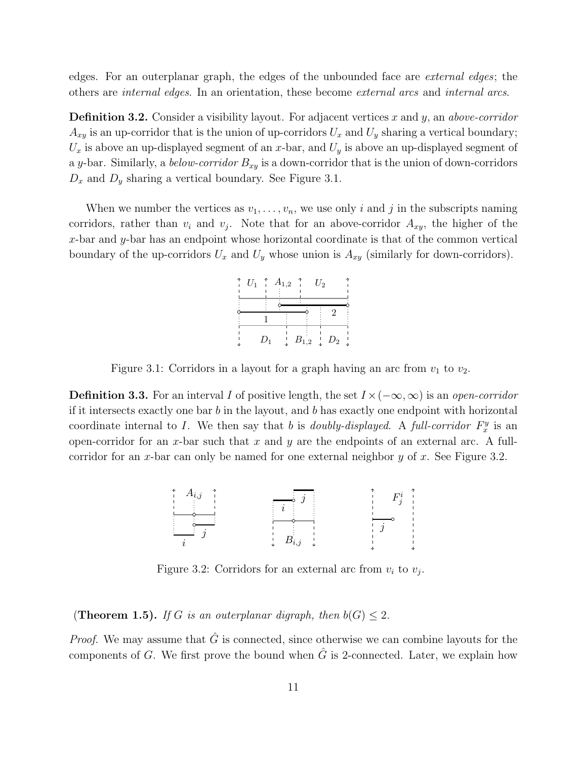edges. For an outerplanar graph, the edges of the unbounded face are *external edges*; the others are *internal edges*. In an orientation, these become *external arcs* and *internal arcs*.

**Definition 3.2.** Consider a visibility layout. For adjacent vertices $x$ and $y$, an *above-corridor* $A_{xy}$ is an up-corridor that is the union of up-corridors $U_x$ and $U_y$ sharing a vertical boundary; $U_x$ is above an up-displayed segment of an $x$-bar, and $U_y$ is above an up-displayed segment of a $y$-bar. Similarly, a *below-corridor* $B_{xy}$ is a down-corridor that is the union of down-corridors $D_x$ and $D_y$ sharing a vertical boundary. See Figure 3.1.

When we number the vertices as $v_1, \ldots, v_n$, we use only $i$ and $j$ in the subscripts naming corridors, rather than $v_i$ and $v_j$. Note that for an above-corridor $A_{xy}$, the higher of the $x$-bar and $y$-bar has an endpoint whose horizontal coordinate is that of the common vertical boundary of the up-corridors $U_x$ and $U_y$ whose union is $A_{xy}$ (similarly for down-corridors).

Figure 3.1: Corridors in a layout for a graph having an arc from $v_1$ to $v_2$.

**Definition 3.3.** For an interval $I$ of positive length, the set $I \times (-\infty, \infty)$ is an *open-corridor* if it intersects exactly one bar $b$ in the layout, and $b$ has exactly one endpoint with horizontal coordinate internal to $I$. We then say that $b$ is *doubly-displayed*. A *full-corridor* $F_x^y$ is an open-corridor for an $x$-bar such that $x$ and $y$ are the endpoints of an external arc. A full-corridor for an $x$-bar can only be named for one external neighbor $y$ of $x$. See Figure 3.2.

Figure 3.2: Corridors for an external arc from $v_i$ to $v_j$.

**(Theorem 1.5).** *If $G$ is an outerplanar digraph, then $b(G) \leq 2$.*

*Proof.* We may assume that $\hat{G}$ is connected, since otherwise we can combine layouts for the components of $G$. We first prove the bound when $\hat{G}$ is 2-connected. Later, we explain how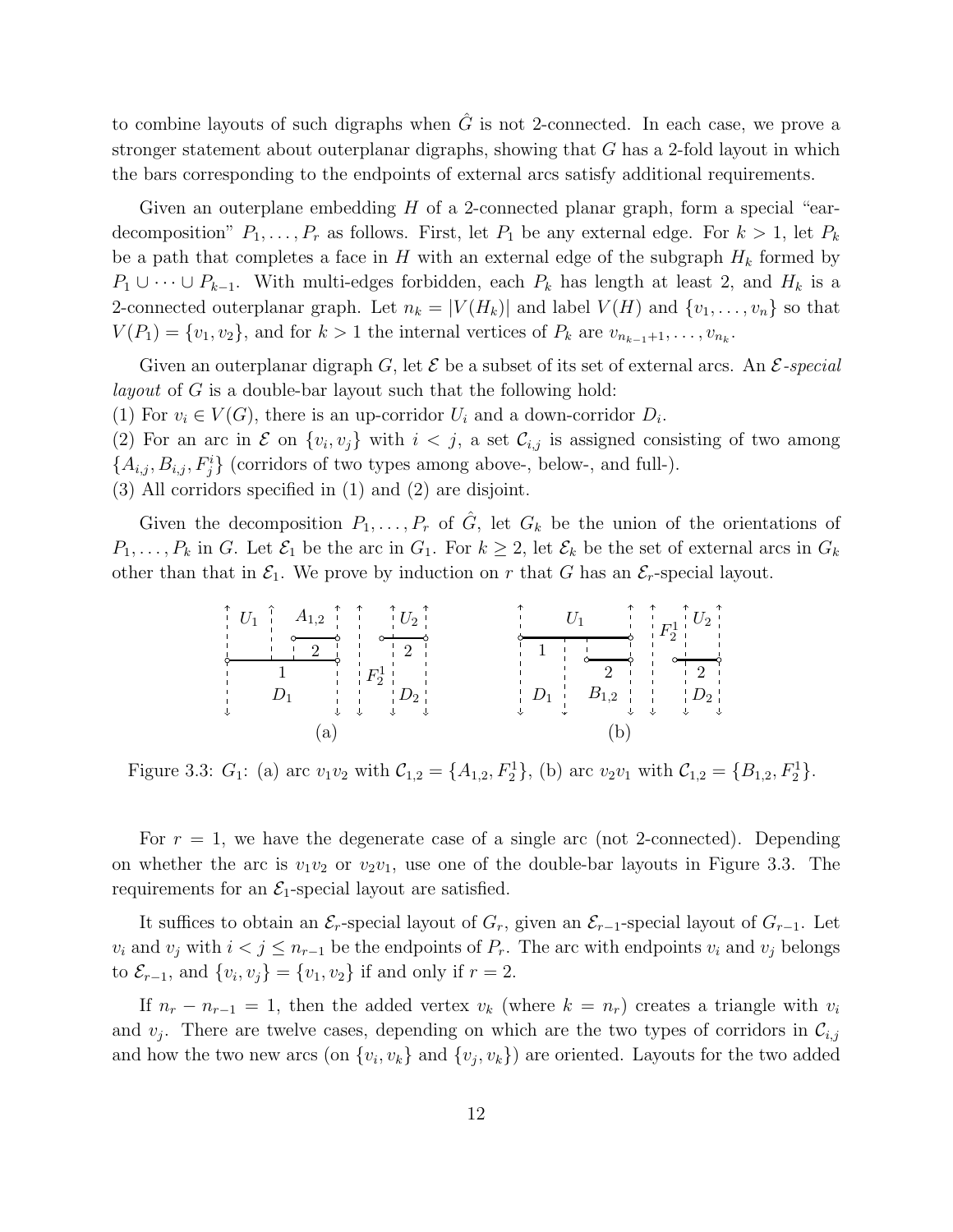to combine layouts of such digraphs when $\hat{G}$ is not 2-connected. In each case, we prove a stronger statement about outerplanar digraphs, showing that $G$ has a 2-fold layout in which the bars corresponding to the endpoints of external arcs satisfy additional requirements.

Given an outerplane embedding $H$ of a 2-connected planar graph, form a special "ear-decomposition" $P_1, \ldots, P_r$ as follows. First, let $P_1$ be any external edge. For $k > 1$, let $P_k$ be a path that completes a face in $H$ with an external edge of the subgraph $H_k$ formed by $P_1 \cup \cdots \cup P_{k-1}$. With multi-edges forbidden, each $P_k$ has length at least 2, and $H_k$ is a 2-connected outerplanar graph. Let $n_k = |V(H_k)|$ and label $V(H)$ and $\{v_1, \ldots, v_n\}$ so that $V(P_1) = \{v_1, v_2\}$, and for $k > 1$ the internal vertices of $P_k$ are $v_{n_{k-1}+1}, \ldots, v_{n_k}$.

Given an outerplanar digraph $G$, let $\mathcal{E}$ be a subset of its set of external arcs. An *$\mathcal{E}$-special layout* of $G$ is a double-bar layout such that the following hold:
(1) For $v_i \in V(G)$, there is an up-corridor $U_i$ and a down-corridor $D_i$.
(2) For an arc in $\mathcal{E}$ on $\{v_i, v_j\}$ with $i < j$, a set $\mathcal{C}_{i,j}$ is assigned consisting of two among $\{A_{i,j}, B_{i,j}, F_j^i\}$ (corridors of two types among above-, below-, and full-).
(3) All corridors specified in (1) and (2) are disjoint.

Given the decomposition $P_1, \ldots, P_r$ of $\hat{G}$, let $G_k$ be the union of the orientations of $P_1, \ldots, P_k$ in $G$. Let $\mathcal{E}_1$ be the arc in $G_1$. For $k \geq 2$, let $\mathcal{E}_k$ be the set of external arcs in $G_k$ other than that in $\mathcal{E}_1$. We prove by induction on $r$ that $G$ has an $\mathcal{E}_r$-special layout.

Figure 3.3: $G_1$: (a) arc $v_1v_2$ with $\mathcal{C}_{1,2} = \{A_{1,2}, F_2^1\}$, (b) arc $v_2v_1$ with $\mathcal{C}_{1,2} = \{B_{1,2}, F_2^1\}$.

For $r = 1$, we have the degenerate case of a single arc (not 2-connected). Depending on whether the arc is $v_1v_2$ or $v_2v_1$, use one of the double-bar layouts in Figure 3.3. The requirements for an $\mathcal{E}_1$-special layout are satisfied.

It suffices to obtain an $\mathcal{E}_r$-special layout of $G_r$, given an $\mathcal{E}_{r-1}$-special layout of $G_{r-1}$. Let $v_i$ and $v_j$ with $i < j \leq n_{r-1}$ be the endpoints of $P_r$. The arc with endpoints $v_i$ and $v_j$ belongs to $\mathcal{E}_{r-1}$, and $\{v_i, v_j\} = \{v_1, v_2\}$ if and only if $r = 2$.

If $n_r - n_{r-1} = 1$, then the added vertex $v_k$ (where $k = n_r$) creates a triangle with $v_i$ and $v_j$. There are twelve cases, depending on which are the two types of corridors in $\mathcal{C}_{i,j}$ and how the two new arcs (on $\{v_i, v_k\}$ and $\{v_j, v_k\}$) are oriented. Layouts for the two added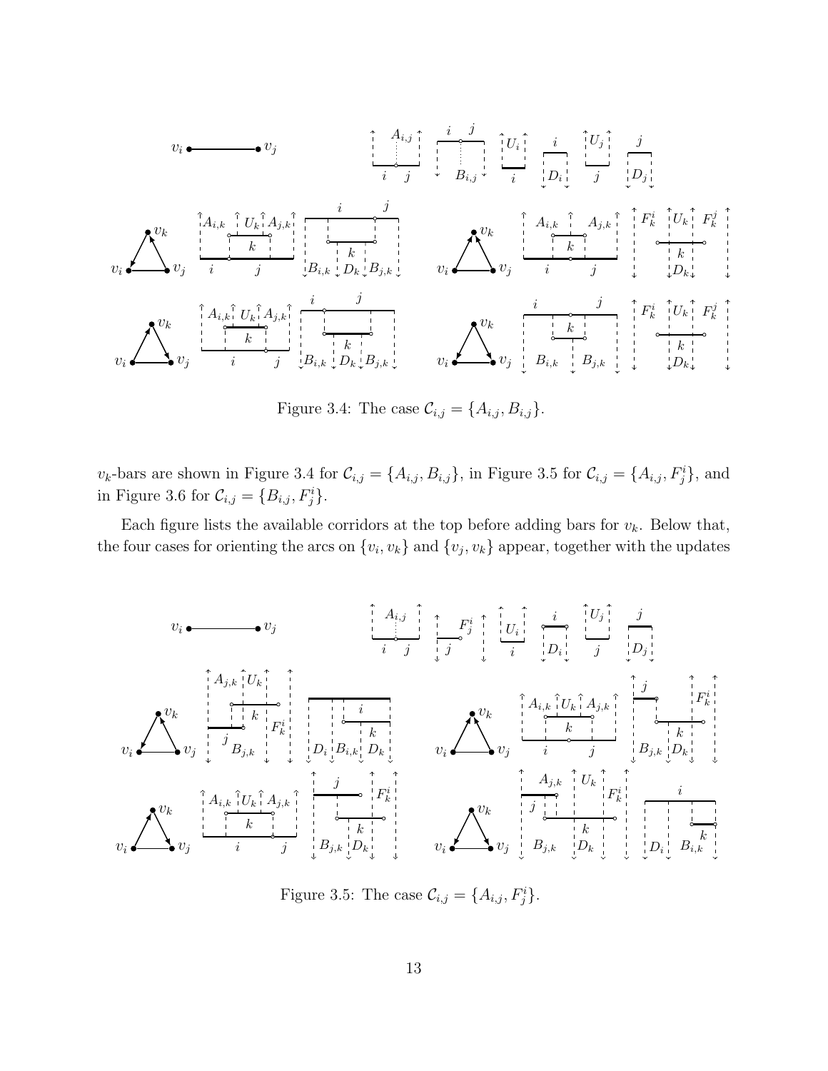Figure 3.4: The case $\mathcal{C}_{i,j} = \{A_{i,j}, B_{i,j}\}$.

$v_k$-bars are shown in Figure 3.4 for $\mathcal{C}_{i,j} = \{A_{i,j}, B_{i,j}\}$, in Figure 3.5 for $\mathcal{C}_{i,j} = \{A_{i,j}, F^i_j\}$, and in Figure 3.6 for $\mathcal{C}_{i,j} = \{B_{i,j}, F^i_j\}$.

Each figure lists the available corridors at the top before adding bars for $v_k$. Below that, the four cases for orienting the arcs on $\{v_i, v_k\}$ and $\{v_j, v_k\}$ appear, together with the updates

Figure 3.5: The case $\mathcal{C}_{i,j} = \{A_{i,j}, F^i_j\}$.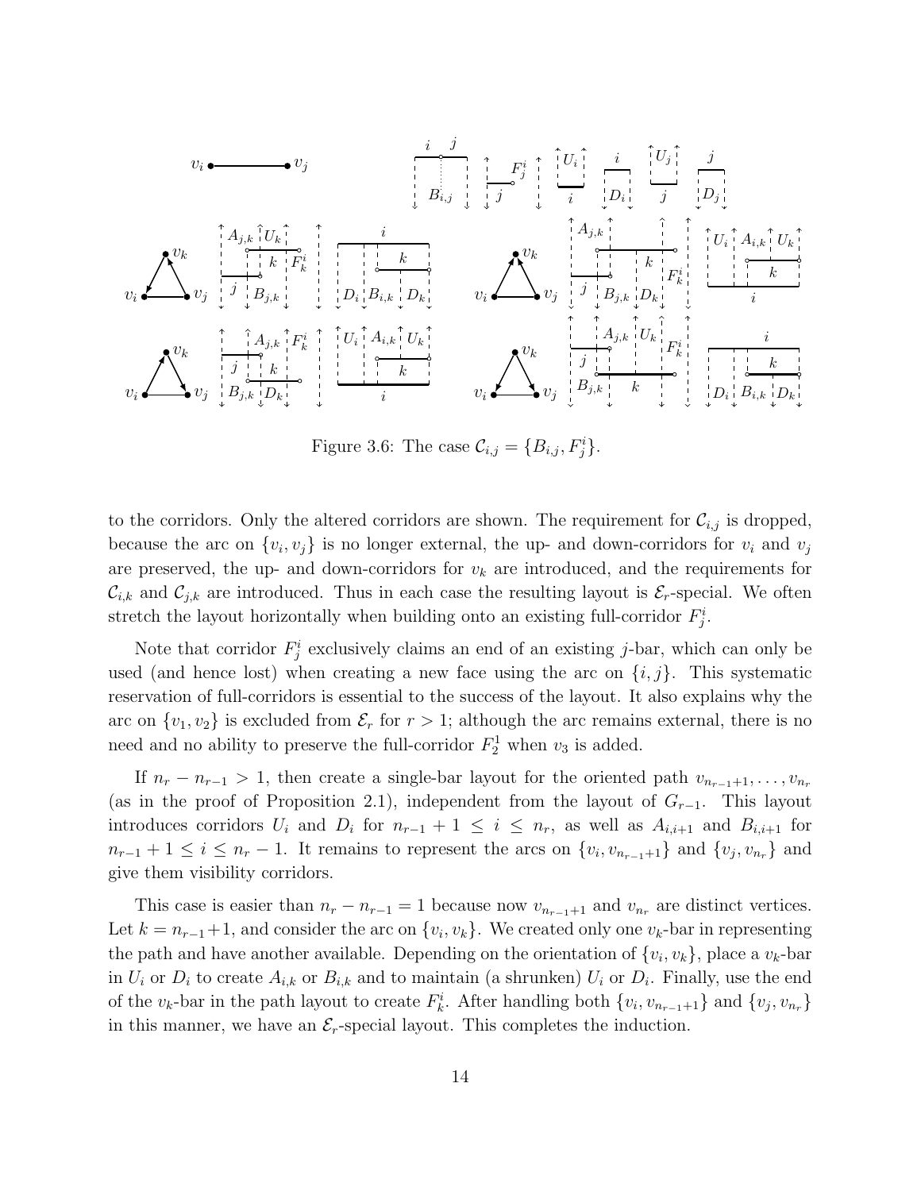Figure 3.6: The case $\mathcal{C}_{i,j} = \{B_{i,j}, F_j^i\}$.

to the corridors. Only the altered corridors are shown. The requirement for $\mathcal{C}_{i,j}$ is dropped, because the arc on $\{v_i, v_j\}$ is no longer external, the up- and down-corridors for $v_i$ and $v_j$ are preserved, the up- and down-corridors for $v_k$ are introduced, and the requirements for $\mathcal{C}_{i,k}$ and $\mathcal{C}_{j,k}$ are introduced. Thus in each case the resulting layout is $\mathcal{E}_r$-special. We often stretch the layout horizontally when building onto an existing full-corridor $F_j^i$.

Note that corridor $F_j^i$ exclusively claims an end of an existing $j$-bar, which can only be used (and hence lost) when creating a new face using the arc on $\{i, j\}$. This systematic reservation of full-corridors is essential to the success of the layout. It also explains why the arc on $\{v_1, v_2\}$ is excluded from $\mathcal{E}_r$ for $r > 1$; although the arc remains external, there is no need and no ability to preserve the full-corridor $F_2^1$ when $v_3$ is added.

If $n_r - n_{r-1} > 1$, then create a single-bar layout for the oriented path $v_{n_{r-1}+1}, \ldots, v_{n_r}$ (as in the proof of Proposition 2.1), independent from the layout of $G_{r-1}$. This layout introduces corridors $U_i$ and $D_i$ for $n_{r-1} + 1 \leq i \leq n_r$, as well as $A_{i,i+1}$ and $B_{i,i+1}$ for $n_{r-1} + 1 \leq i \leq n_r - 1$. It remains to represent the arcs on $\{v_i, v_{n_{r-1}+1}\}$ and $\{v_j, v_{n_r}\}$ and give them visibility corridors.

This case is easier than $n_r - n_{r-1} = 1$ because now $v_{n_{r-1}+1}$ and $v_{n_r}$ are distinct vertices. Let $k = n_{r-1}+1$, and consider the arc on $\{v_i, v_k\}$. We created only one $v_k$-bar in representing the path and have another available. Depending on the orientation of $\{v_i, v_k\}$, place a $v_k$-bar in $U_i$ or $D_i$ to create $A_{i,k}$ or $B_{i,k}$ and to maintain (a shrunken) $U_i$ or $D_i$. Finally, use the end of the $v_k$-bar in the path layout to create $F_k^i$. After handling both $\{v_i, v_{n_{r-1}+1}\}$ and $\{v_j, v_{n_r}\}$ in this manner, we have an $\mathcal{E}_r$-special layout. This completes the induction.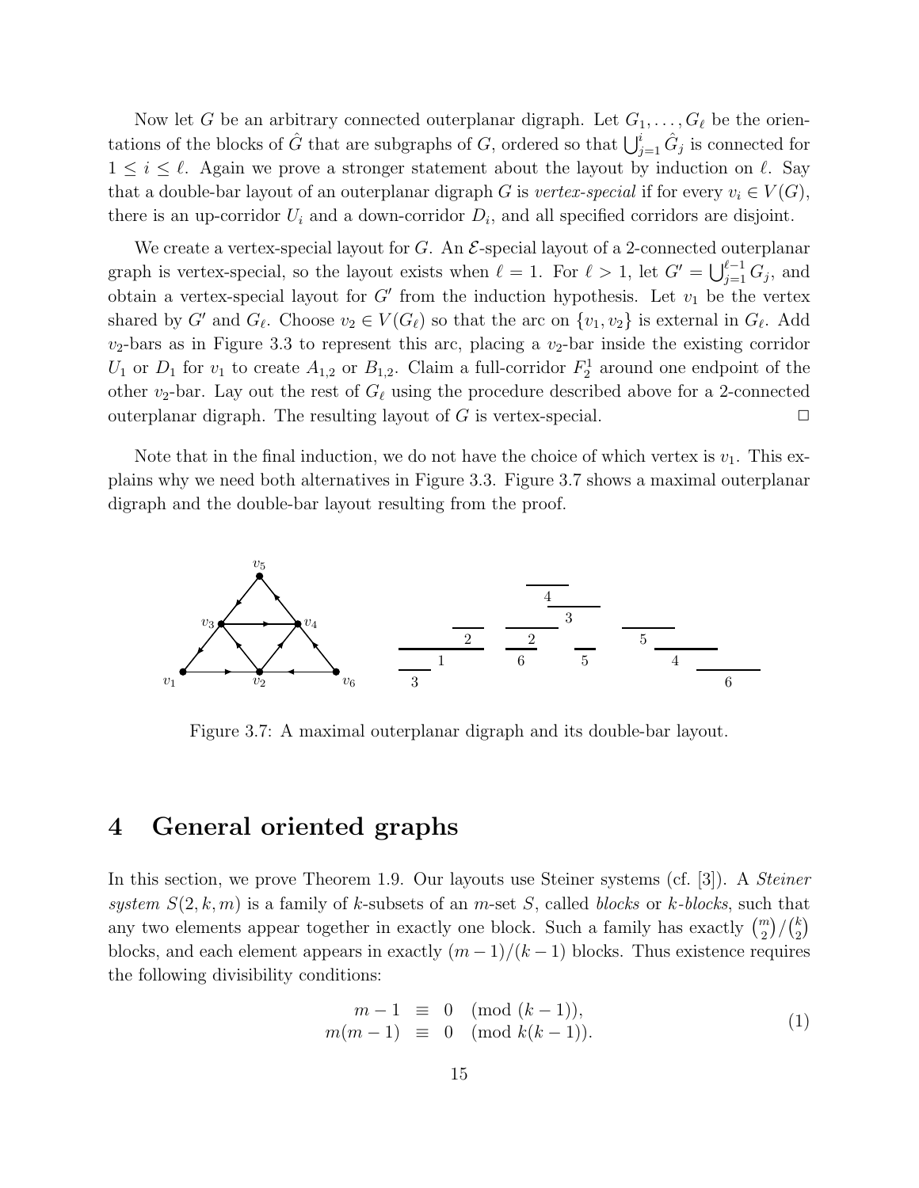Now let $G$ be an arbitrary connected outerplanar digraph. Let $G_1, \ldots, G_\ell$ be the orientations of the blocks of $\hat{G}$ that are subgraphs of $G$, ordered so that $\bigcup_{j=1}^{i} \hat{G}_j$ is connected for $1 \le i \le \ell$. Again we prove a stronger statement about the layout by induction on $\ell$. Say that a double-bar layout of an outerplanar digraph $G$ is *vertex-special* if for every $v_i \in V(G)$, there is an up-corridor $U_i$ and a down-corridor $D_i$, and all specified corridors are disjoint.

We create a vertex-special layout for $G$. An $\mathcal{E}$-special layout of a 2-connected outerplanar graph is vertex-special, so the layout exists when $\ell = 1$. For $\ell > 1$, let $G' = \bigcup_{j=1}^{\ell-1} G_j$, and obtain a vertex-special layout for $G'$ from the induction hypothesis. Let $v_1$ be the vertex shared by $G'$ and $G_\ell$. Choose $v_2 \in V(G_\ell)$ so that the arc on $\{v_1, v_2\}$ is external in $G_\ell$. Add $v_2$-bars as in Figure 3.3 to represent this arc, placing a $v_2$-bar inside the existing corridor $U_1$ or $D_1$ for $v_1$ to create $A_{1,2}$ or $B_{1,2}$. Claim a full-corridor $F_2^1$ around one endpoint of the other $v_2$-bar. Lay out the rest of $G_\ell$ using the procedure described above for a 2-connected outerplanar digraph. The resulting layout of $G$ is vertex-special. □

Note that in the final induction, we do not have the choice of which vertex is $v_1$. This explains why we need both alternatives in Figure 3.3. Figure 3.7 shows a maximal outerplanar digraph and the double-bar layout resulting from the proof.

Figure 3.7: A maximal outerplanar digraph and its double-bar layout.

# 4 General oriented graphs

In this section, we prove Theorem 1.9. Our layouts use Steiner systems (cf. [3]). A *Steiner system* $S(2, k, m)$ is a family of $k$-subsets of an $m$-set $S$, called *blocks* or *$k$-blocks*, such that any two elements appear together in exactly one block. Such a family has exactly $\binom{m}{2}/\binom{k}{2}$ blocks, and each element appears in exactly $(m-1)/(k-1)$ blocks. Thus existence requires the following divisibility conditions:

$$\begin{aligned} m - 1 &\equiv 0 \pmod{(k-1)}, \\ m(m-1) &\equiv 0 \pmod{k(k-1)}. \end{aligned} \tag{1}$$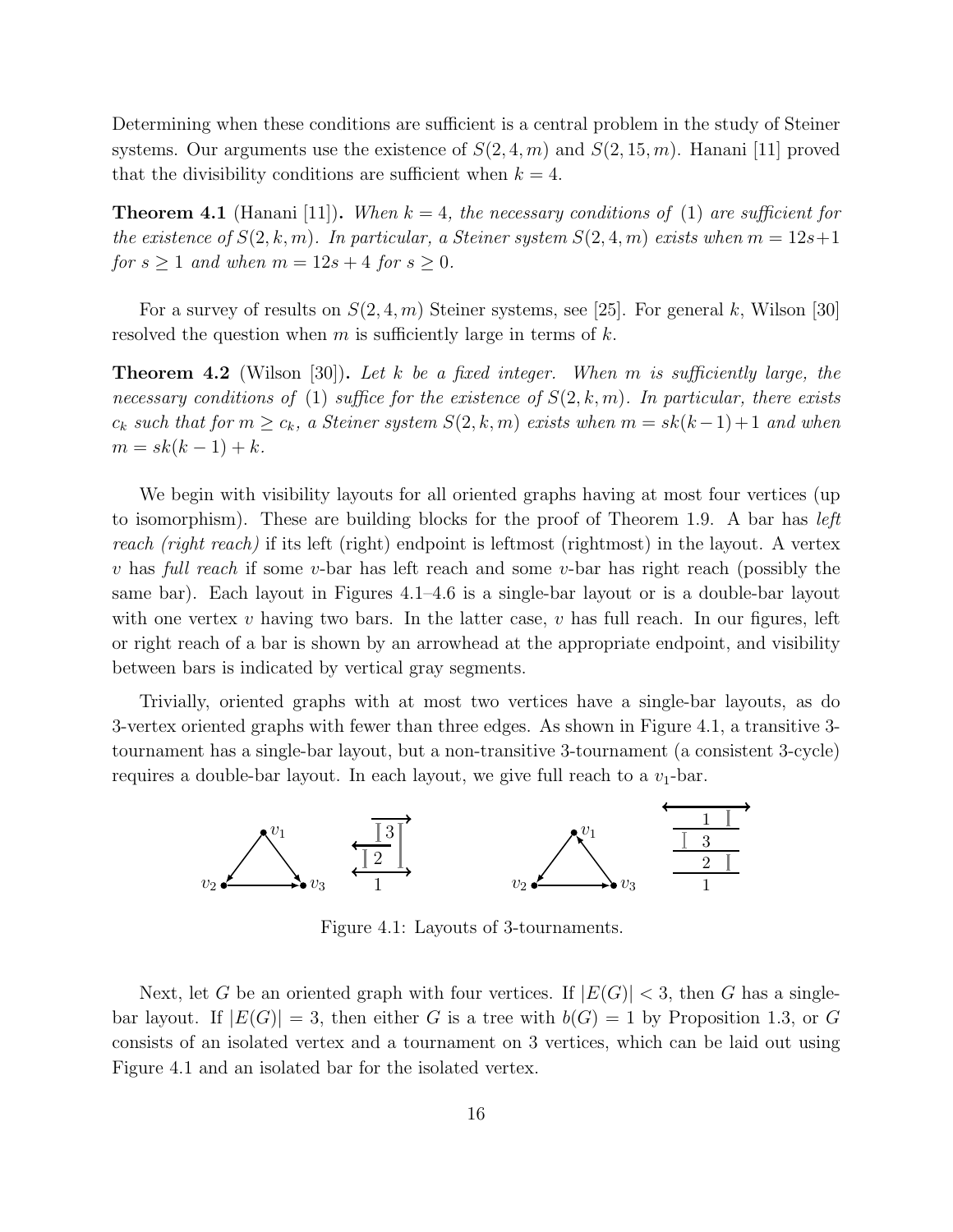Determining when these conditions are sufficient is a central problem in the study of Steiner systems. Our arguments use the existence of $S(2,4,m)$ and $S(2,15,m)$. Hanani [11] proved that the divisibility conditions are sufficient when $k=4$.

**Theorem 4.1** (Hanani [11])**.** *When $k=4$, the necessary conditions of (1) are sufficient for the existence of $S(2,k,m)$. In particular, a Steiner system $S(2,4,m)$ exists when $m=12s+1$ for $s \geq 1$ and when $m = 12s+4$ for $s \geq 0$.*

For a survey of results on $S(2,4,m)$ Steiner systems, see [25]. For general $k$, Wilson [30] resolved the question when $m$ is sufficiently large in terms of $k$.

**Theorem 4.2** (Wilson [30])**.** *Let $k$ be a fixed integer. When $m$ is sufficiently large, the necessary conditions of (1) suffice for the existence of $S(2,k,m)$. In particular, there exists $c_k$ such that for $m \geq c_k$, a Steiner system $S(2,k,m)$ exists when $m = sk(k-1)+1$ and when $m = sk(k-1)+k$.*

We begin with visibility layouts for all oriented graphs having at most four vertices (up to isomorphism). These are building blocks for the proof of Theorem 1.9. A bar has *left reach (right reach)* if its left (right) endpoint is leftmost (rightmost) in the layout. A vertex $v$ has *full reach* if some $v$-bar has left reach and some $v$-bar has right reach (possibly the same bar). Each layout in Figures 4.1–4.6 is a single-bar layout or is a double-bar layout with one vertex $v$ having two bars. In the latter case, $v$ has full reach. In our figures, left or right reach of a bar is shown by an arrowhead at the appropriate endpoint, and visibility between bars is indicated by vertical gray segments.

Trivially, oriented graphs with at most two vertices have a single-bar layouts, as do 3-vertex oriented graphs with fewer than three edges. As shown in Figure 4.1, a transitive 3-tournament has a single-bar layout, but a non-transitive 3-tournament (a consistent 3-cycle) requires a double-bar layout. In each layout, we give full reach to a $v_1$-bar.

Figure 4.1: Layouts of 3-tournaments.

Next, let $G$ be an oriented graph with four vertices. If $|E(G)| < 3$, then $G$ has a single-bar layout. If $|E(G)| = 3$, then either $G$ is a tree with $b(G) = 1$ by Proposition 1.3, or $G$ consists of an isolated vertex and a tournament on 3 vertices, which can be laid out using Figure 4.1 and an isolated bar for the isolated vertex.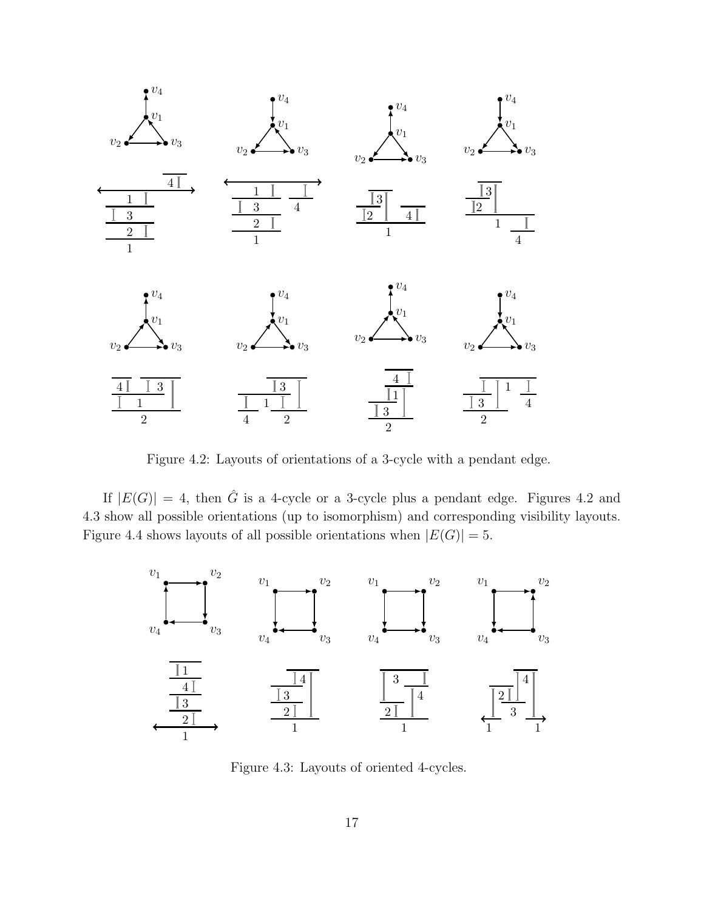Figure 4.2: Layouts of orientations of a 3-cycle with a pendant edge.

If $|E(G)| = 4$, then $\hat{G}$ is a 4-cycle or a 3-cycle plus a pendant edge. Figures 4.2 and 4.3 show all possible orientations (up to isomorphism) and corresponding visibility layouts. Figure 4.4 shows layouts of all possible orientations when $|E(G)| = 5$.

Figure 4.3: Layouts of oriented 4-cycles.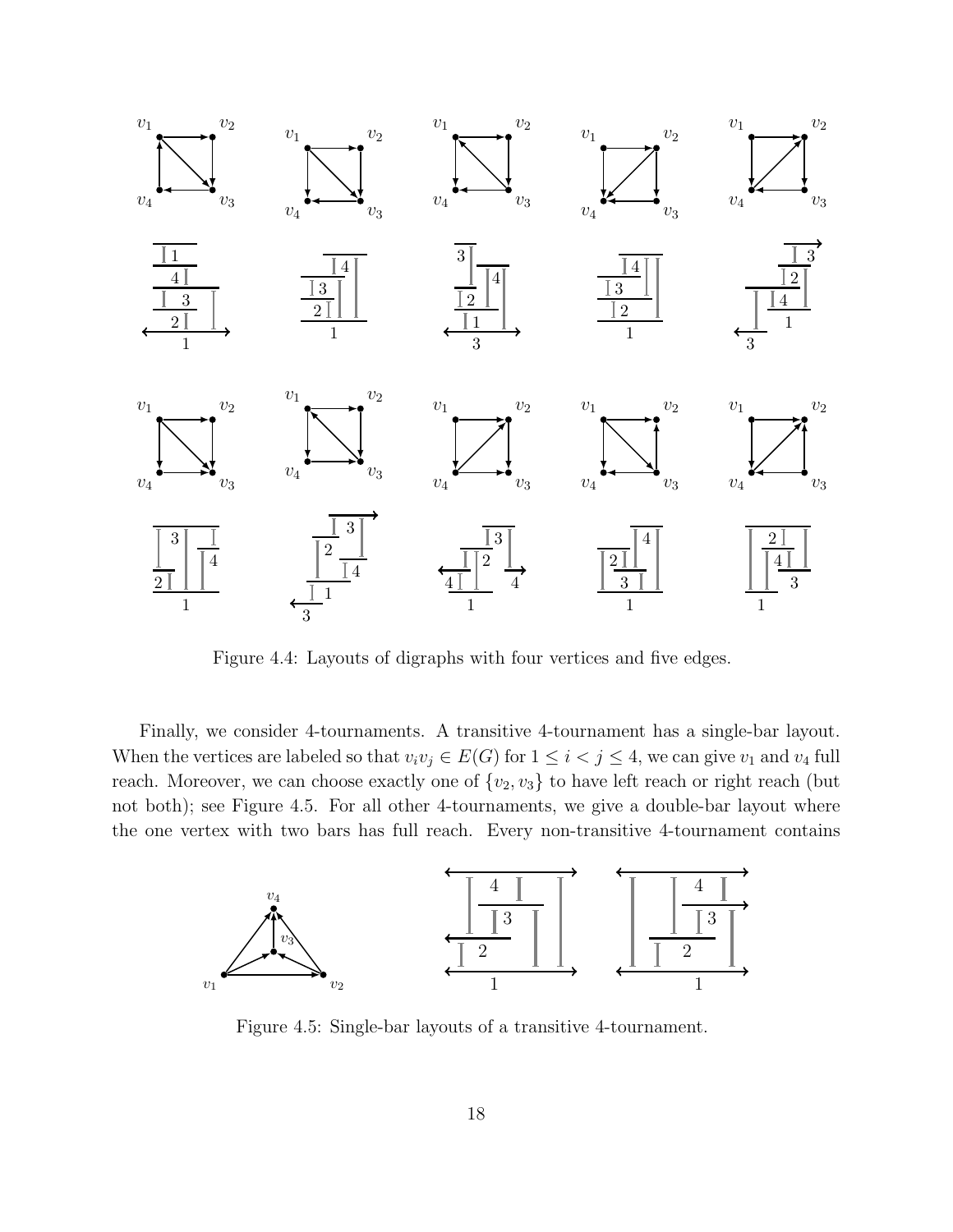Figure 4.4: Layouts of digraphs with four vertices and five edges.

Finally, we consider 4-tournaments. A transitive 4-tournament has a single-bar layout. When the vertices are labeled so that $v_iv_j \in E(G)$ for $1 \leq i < j \leq 4$, we can give $v_1$ and $v_4$ full reach. Moreover, we can choose exactly one of $\{v_2, v_3\}$ to have left reach or right reach (but not both); see Figure 4.5. For all other 4-tournaments, we give a double-bar layout where the one vertex with two bars has full reach. Every non-transitive 4-tournament contains

Figure 4.5: Single-bar layouts of a transitive 4-tournament.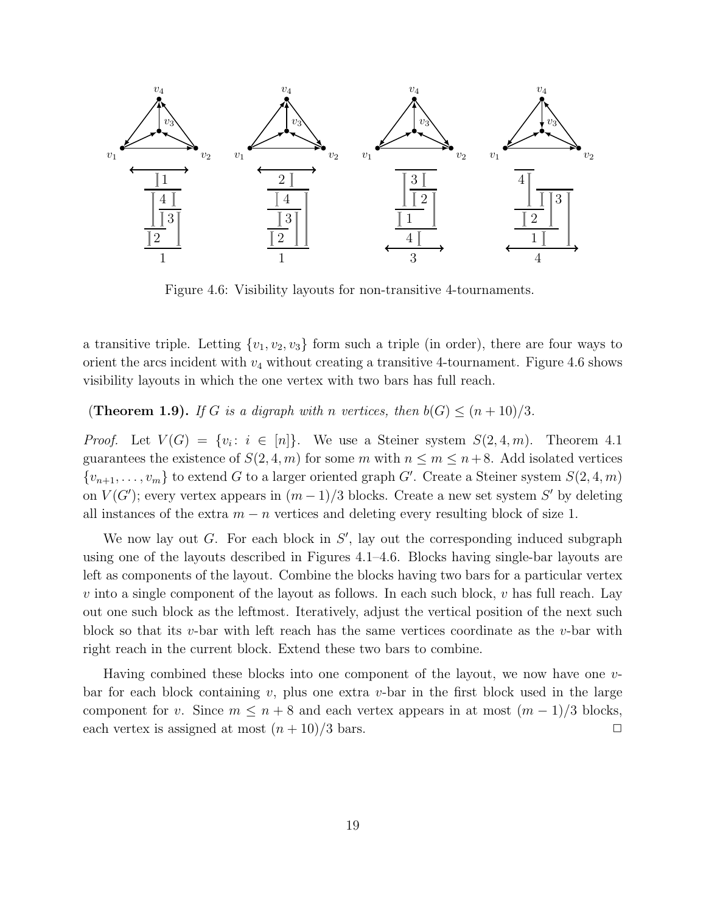Figure 4.6: Visibility layouts for non-transitive 4-tournaments.

a transitive triple. Letting $\{v_1, v_2, v_3\}$ form such a triple (in order), there are four ways to orient the arcs incident with $v_4$ without creating a transitive 4-tournament. Figure 4.6 shows visibility layouts in which the one vertex with two bars has full reach.

(**Theorem 1.9).** *If $G$ is a digraph with $n$ vertices, then $b(G) \le (n + 10)/3$.*

*Proof.* Let $V(G) = \{v_i \colon i \in [n]\}$. We use a Steiner system $S(2, 4, m)$. Theorem 4.1 guarantees the existence of $S(2, 4, m)$ for some $m$ with $n \le m \le n+8$. Add isolated vertices $\{v_{n+1}, \dots, v_m\}$ to extend $G$ to a larger oriented graph $G'$. Create a Steiner system $S(2, 4, m)$ on $V(G')$; every vertex appears in $(m - 1)/3$ blocks. Create a new set system $S'$ by deleting all instances of the extra $m - n$ vertices and deleting every resulting block of size 1.

We now lay out $G$. For each block in $S'$, lay out the corresponding induced subgraph using one of the layouts described in Figures 4.1–4.6. Blocks having single-bar layouts are left as components of the layout. Combine the blocks having two bars for a particular vertex $v$ into a single component of the layout as follows. In each such block, $v$ has full reach. Lay out one such block as the leftmost. Iteratively, adjust the vertical position of the next such block so that its $v$-bar with left reach has the same vertices coordinate as the $v$-bar with right reach in the current block. Extend these two bars to combine.

Having combined these blocks into one component of the layout, we now have one $v$-bar for each block containing $v$, plus one extra $v$-bar in the first block used in the large component for $v$. Since $m \le n + 8$ and each vertex appears in at most $(m - 1)/3$ blocks, each vertex is assigned at most $(n + 10)/3$ bars. □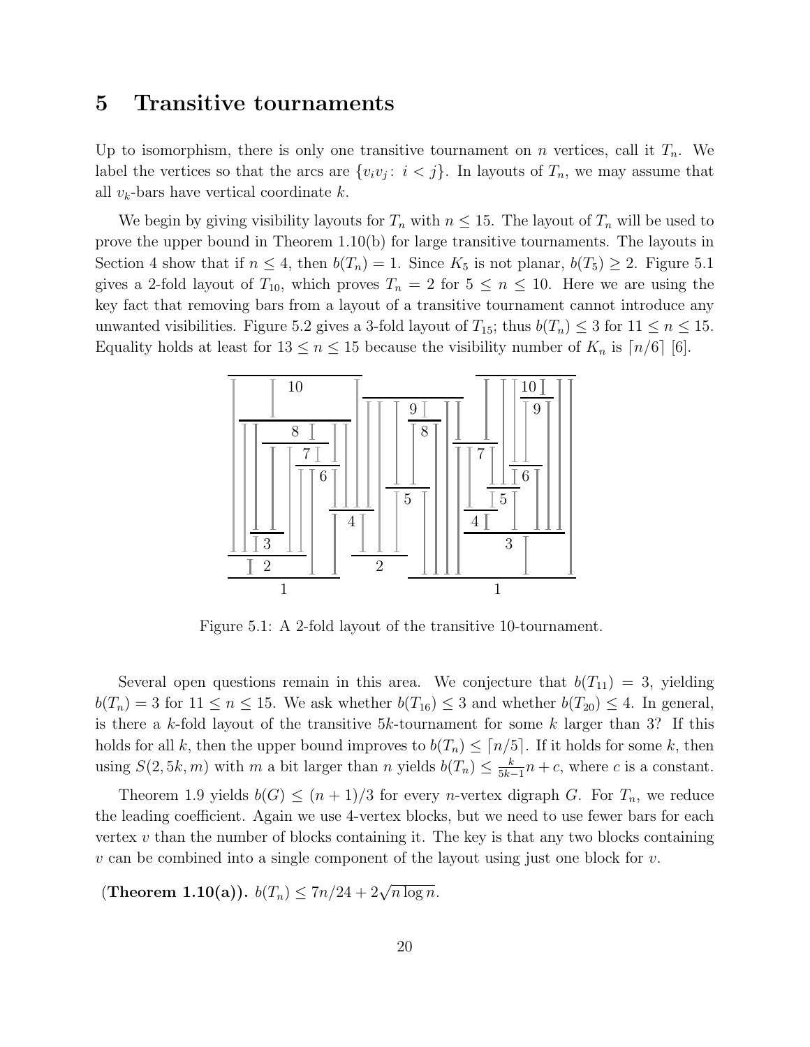## 5 Transitive tournaments

Up to isomorphism, there is only one transitive tournament on $n$ vertices, call it $T_n$. We label the vertices so that the arcs are $\{v_iv_j\colon\ i<j\}$. In layouts of $T_n$, we may assume that all $v_k$-bars have vertical coordinate $k$.

We begin by giving visibility layouts for $T_n$ with $n \le 15$. The layout of $T_n$ will be used to prove the upper bound in Theorem 1.10(b) for large transitive tournaments. The layouts in Section 4 show that if $n \le 4$, then $b(T_n) = 1$. Since $K_5$ is not planar, $b(T_5) \ge 2$. Figure 5.1 gives a 2-fold layout of $T_{10}$, which proves $T_n = 2$ for $5 \le n \le 10$. Here we are using the key fact that removing bars from a layout of a transitive tournament cannot introduce any unwanted visibilities. Figure 5.2 gives a 3-fold layout of $T_{15}$; thus $b(T_n) \le 3$ for $11 \le n \le 15$. Equality holds at least for $13 \le n \le 15$ because the visibility number of $K_n$ is $\lceil n/6 \rceil$ [6].

Figure 5.1: A 2-fold layout of the transitive 10-tournament.

Several open questions remain in this area. We conjecture that $b(T_{11}) = 3$, yielding $b(T_n) = 3$ for $11 \le n \le 15$. We ask whether $b(T_{16}) \le 3$ and whether $b(T_{20}) \le 4$. In general, is there a $k$-fold layout of the transitive $5k$-tournament for some $k$ larger than 3? If this holds for all $k$, then the upper bound improves to $b(T_n) \le \lceil n/5 \rceil$. If it holds for some $k$, then using $S(2, 5k, m)$ with $m$ a bit larger than $n$ yields $b(T_n) \le \frac{k}{5k-1}n + c$, where $c$ is a constant.

Theorem 1.9 yields $b(G) \le (n+1)/3$ for every $n$-vertex digraph $G$. For $T_n$, we reduce the leading coefficient. Again we use 4-vertex blocks, but we need to use fewer bars for each vertex $v$ than the number of blocks containing it. The key is that any two blocks containing $v$ can be combined into a single component of the layout using just one block for $v$.

**(Theorem 1.10(a)).** *$b(T_n) \le 7n/24 + 2\sqrt{n \log n}$.*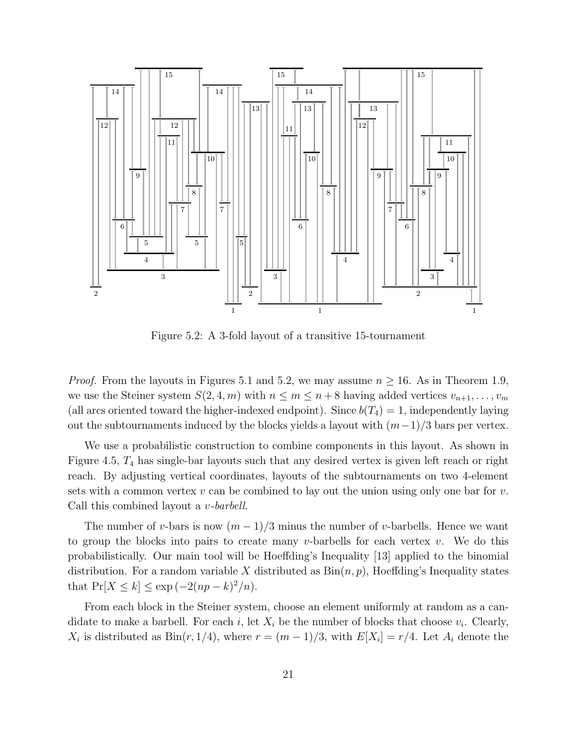Figure 5.2: A 3-fold layout of a transitive 15-tournament

*Proof.* From the layouts in Figures 5.1 and 5.2, we may assume $n \geq 16$. As in Theorem 1.9, we use the Steiner system $S(2, 4, m)$ with $n \leq m \leq n + 8$ having added vertices $v_{n+1}, \ldots, v_m$ (all arcs oriented toward the higher-indexed endpoint). Since $b(T_4) = 1$, independently laying out the subtournaments induced by the blocks yields a layout with $(m-1)/3$ bars per vertex.

We use a probabilistic construction to combine components in this layout. As shown in Figure 4.5, $T_4$ has single-bar layouts such that any desired vertex is given left reach or right reach. By adjusting vertical coordinates, layouts of the subtournaments on two 4-element sets with a common vertex $v$ can be combined to lay out the union using only one bar for $v$. Call this combined layout a *$v$-barbell*.

The number of $v$-bars is now $(m-1)/3$ minus the number of $v$-barbells. Hence we want to group the blocks into pairs to create many $v$-barbells for each vertex $v$. We do this probabilistically. Our main tool will be Hoeffding's Inequality [13] applied to the binomial distribution. For a random variable $X$ distributed as $\mathrm{Bin}(n, p)$, Hoeffding's Inequality states that $\Pr[X \leq k] \leq \exp\left(-2(np-k)^2/n\right)$.

From each block in the Steiner system, choose an element uniformly at random as a candidate to make a barbell. For each $i$, let $X_i$ be the number of blocks that choose $v_i$. Clearly, $X_i$ is distributed as $\mathrm{Bin}(r, 1/4)$, where $r = (m-1)/3$, with $E[X_i] = r/4$. Let $A_i$ denote the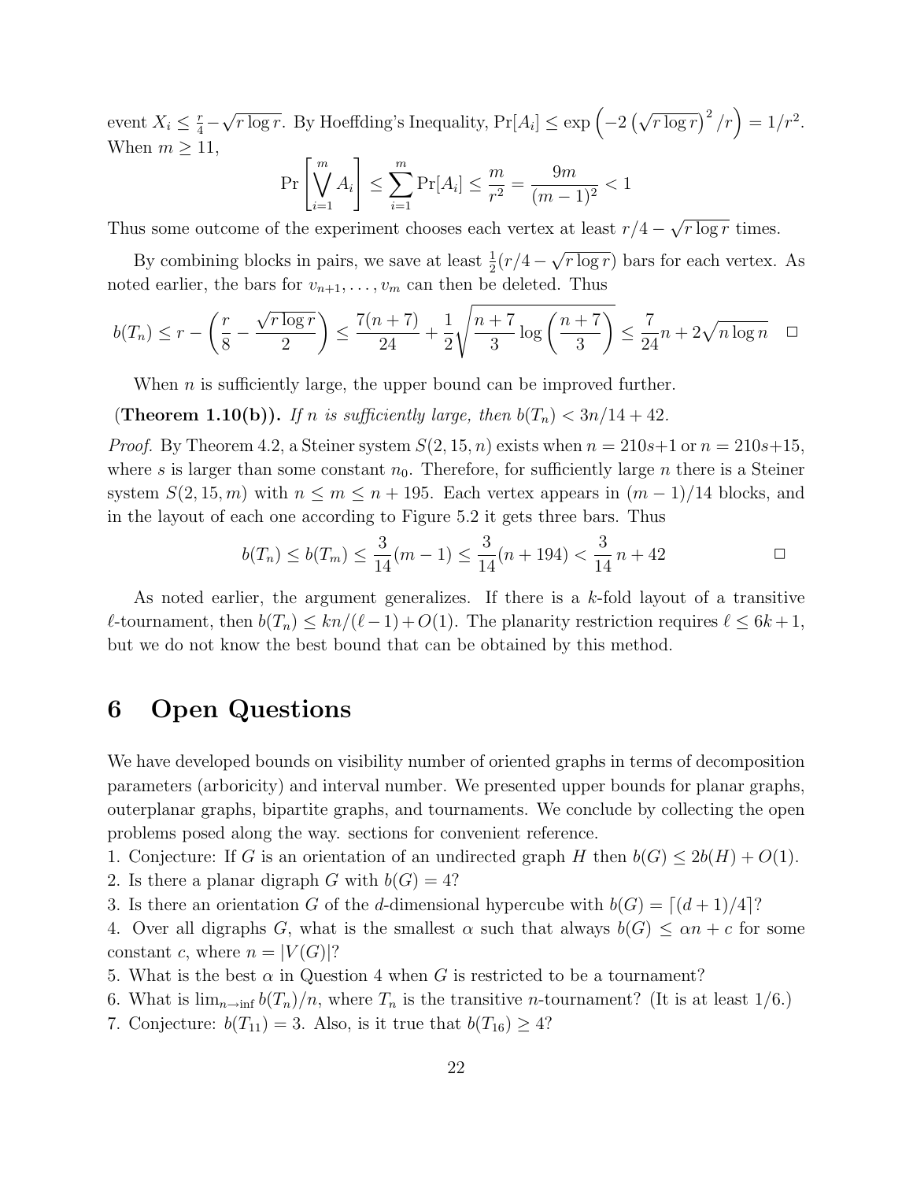event $X_i \le \frac{r}{4} - \sqrt{r \log r}$. By Hoeffding's Inequality, $\Pr[A_i] \le \exp\left(-2\left(\sqrt{r \log r}\right)^2 / r\right) = 1/r^2$. When $m \ge 11$,

$$\Pr\left[\bigvee_{i=1}^{m} A_i\right] \le \sum_{i=1}^{m} \Pr[A_i] \le \frac{m}{r^2} = \frac{9m}{(m-1)^2} < 1$$

Thus some outcome of the experiment chooses each vertex at least $r/4 - \sqrt{r \log r}$ times.

By combining blocks in pairs, we save at least $\frac{1}{2}(r/4 - \sqrt{r \log r})$ bars for each vertex. As noted earlier, the bars for $v_{n+1}, \ldots, v_m$ can then be deleted. Thus

$$b(T_n) \le r - \left(\frac{r}{8} - \frac{\sqrt{r \log r}}{2}\right) \le \frac{7(n+7)}{24} + \frac{1}{2}\sqrt{\frac{n+7}{3} \log\left(\frac{n+7}{3}\right)} \le \frac{7}{24}n + 2\sqrt{n \log n} \quad \square$$

When $n$ is sufficiently large, the upper bound can be improved further.

(**Theorem 1.10(b)).** *If $n$ is sufficiently large, then $b(T_n) < 3n/14 + 42$.*

*Proof.* By Theorem 4.2, a Steiner system $S(2, 15, n)$ exists when $n = 210s+1$ or $n = 210s+15$, where $s$ is larger than some constant $n_0$. Therefore, for sufficiently large $n$ there is a Steiner system $S(2, 15, m)$ with $n \le m \le n + 195$. Each vertex appears in $(m-1)/14$ blocks, and in the layout of each one according to Figure 5.2 it gets three bars. Thus

$$b(T_n) \le b(T_m) \le \frac{3}{14}(m-1) \le \frac{3}{14}(n+194) < \frac{3}{14}\,n + 42 \qquad \square$$

As noted earlier, the argument generalizes. If there is a $k$-fold layout of a transitive $\ell$-tournament, then $b(T_n) \le kn/(\ell - 1) + O(1)$. The planarity restriction requires $\ell \le 6k+1$, but we do not know the best bound that can be obtained by this method.

# 6 Open Questions

We have developed bounds on visibility number of oriented graphs in terms of decomposition parameters (arboricity) and interval number. We presented upper bounds for planar graphs, outerplanar graphs, bipartite graphs, and tournaments. We conclude by collecting the open problems posed along the way. sections for convenient reference.

1. Conjecture: If $G$ is an orientation of an undirected graph $H$ then $b(G) \le 2b(H) + O(1)$.
2. Is there a planar digraph $G$ with $b(G) = 4$?
3. Is there an orientation $G$ of the $d$-dimensional hypercube with $b(G) = \lceil (d+1)/4 \rceil$?
4. Over all digraphs $G$, what is the smallest $\alpha$ such that always $b(G) \le \alpha n + c$ for some constant $c$, where $n = |V(G)|$?
5. What is the best $\alpha$ in Question 4 when $G$ is restricted to be a tournament?
6. What is $\lim_{n \to \inf} b(T_n)/n$, where $T_n$ is the transitive $n$-tournament? (It is at least 1/6.)
7. Conjecture: $b(T_{11}) = 3$. Also, is it true that $b(T_{16}) \ge 4$?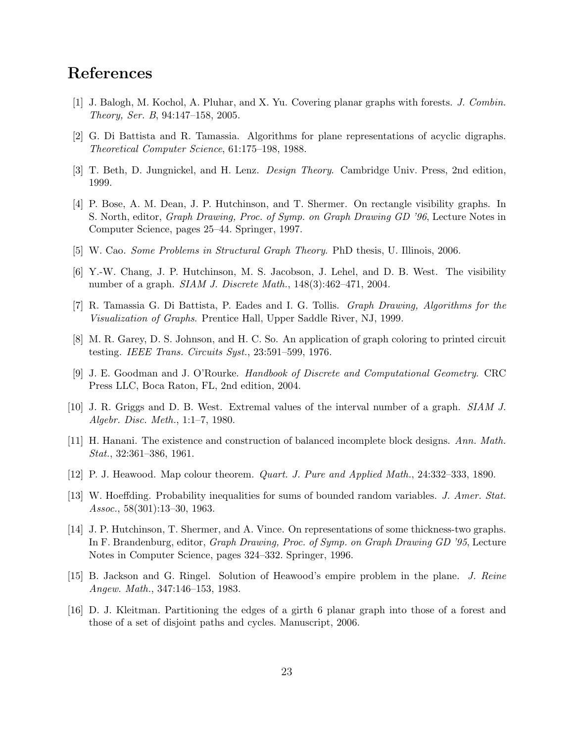# References

[1] J. Balogh, M. Kochol, A. Pluhar, and X. Yu. Covering planar graphs with forests. *J. Combin. Theory, Ser. B*, 94:147–158, 2005.

[2] G. Di Battista and R. Tamassia. Algorithms for plane representations of acyclic digraphs. *Theoretical Computer Science*, 61:175–198, 1988.

[3] T. Beth, D. Jungnickel, and H. Lenz. *Design Theory*. Cambridge Univ. Press, 2nd edition, 1999.

[4] P. Bose, A. M. Dean, J. P. Hutchinson, and T. Shermer. On rectangle visibility graphs. In S. North, editor, *Graph Drawing, Proc. of Symp. on Graph Drawing GD '96*, Lecture Notes in Computer Science, pages 25–44. Springer, 1997.

[5] W. Cao. *Some Problems in Structural Graph Theory*. PhD thesis, U. Illinois, 2006.

[6] Y.-W. Chang, J. P. Hutchinson, M. S. Jacobson, J. Lehel, and D. B. West. The visibility number of a graph. *SIAM J. Discrete Math.*, 148(3):462–471, 2004.

[7] R. Tamassia G. Di Battista, P. Eades and I. G. Tollis. *Graph Drawing, Algorithms for the Visualization of Graphs*. Prentice Hall, Upper Saddle River, NJ, 1999.

[8] M. R. Garey, D. S. Johnson, and H. C. So. An application of graph coloring to printed circuit testing. *IEEE Trans. Circuits Syst.*, 23:591–599, 1976.

[9] J. E. Goodman and J. O'Rourke. *Handbook of Discrete and Computational Geometry*. CRC Press LLC, Boca Raton, FL, 2nd edition, 2004.

[10] J. R. Griggs and D. B. West. Extremal values of the interval number of a graph. *SIAM J. Algebr. Disc. Meth.*, 1:1–7, 1980.

[11] H. Hanani. The existence and construction of balanced incomplete block designs. *Ann. Math. Stat.*, 32:361–386, 1961.

[12] P. J. Heawood. Map colour theorem. *Quart. J. Pure and Applied Math.*, 24:332–333, 1890.

[13] W. Hoeffding. Probability inequalities for sums of bounded random variables. *J. Amer. Stat. Assoc.*, 58(301):13–30, 1963.

[14] J. P. Hutchinson, T. Shermer, and A. Vince. On representations of some thickness-two graphs. In F. Brandenburg, editor, *Graph Drawing, Proc. of Symp. on Graph Drawing GD '95*, Lecture Notes in Computer Science, pages 324–332. Springer, 1996.

[15] B. Jackson and G. Ringel. Solution of Heawood's empire problem in the plane. *J. Reine Angew. Math.*, 347:146–153, 1983.

[16] D. J. Kleitman. Partitioning the edges of a girth 6 planar graph into those of a forest and those of a set of disjoint paths and cycles. Manuscript, 2006.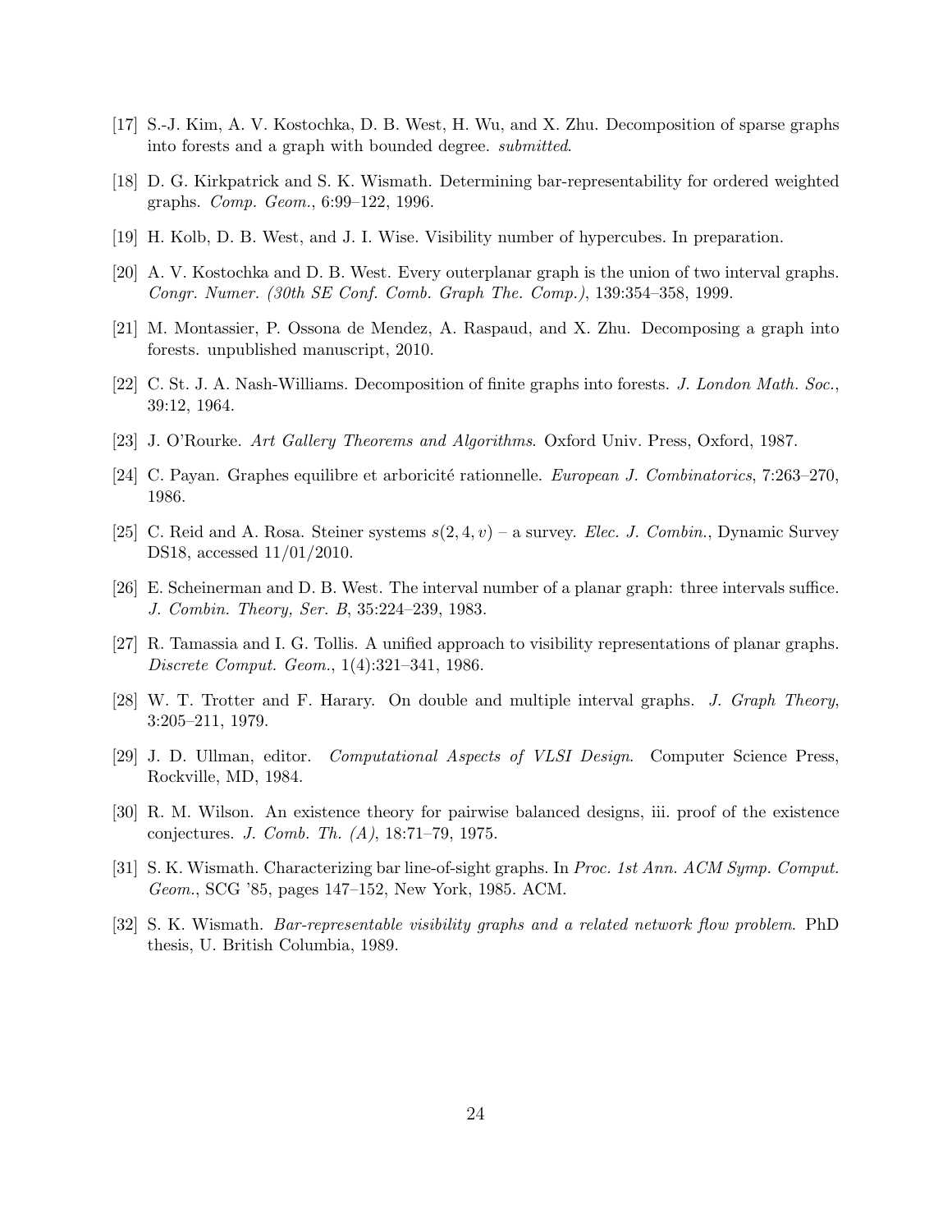[17] S.-J. Kim, A. V. Kostochka, D. B. West, H. Wu, and X. Zhu. Decomposition of sparse graphs into forests and a graph with bounded degree. *submitted*.

[18] D. G. Kirkpatrick and S. K. Wismath. Determining bar-representability for ordered weighted graphs. *Comp. Geom.*, 6:99–122, 1996.

[19] H. Kolb, D. B. West, and J. I. Wise. Visibility number of hypercubes. In preparation.

[20] A. V. Kostochka and D. B. West. Every outerplanar graph is the union of two interval graphs. *Congr. Numer. (30th SE Conf. Comb. Graph The. Comp.)*, 139:354–358, 1999.

[21] M. Montassier, P. Ossona de Mendez, A. Raspaud, and X. Zhu. Decomposing a graph into forests. unpublished manuscript, 2010.

[22] C. St. J. A. Nash-Williams. Decomposition of finite graphs into forests. *J. London Math. Soc.*, 39:12, 1964.

[23] J. O'Rourke. *Art Gallery Theorems and Algorithms*. Oxford Univ. Press, Oxford, 1987.

[24] C. Payan. Graphes equilibre et arboricité rationnelle. *European J. Combinatorics*, 7:263–270, 1986.

[25] C. Reid and A. Rosa. Steiner systems $s(2, 4, v)$ – a survey. *Elec. J. Combin.*, Dynamic Survey DS18, accessed 11/01/2010.

[26] E. Scheinerman and D. B. West. The interval number of a planar graph: three intervals suffice. *J. Combin. Theory, Ser. B*, 35:224–239, 1983.

[27] R. Tamassia and I. G. Tollis. A unified approach to visibility representations of planar graphs. *Discrete Comput. Geom.*, 1(4):321–341, 1986.

[28] W. T. Trotter and F. Harary. On double and multiple interval graphs. *J. Graph Theory*, 3:205–211, 1979.

[29] J. D. Ullman, editor. *Computational Aspects of VLSI Design*. Computer Science Press, Rockville, MD, 1984.

[30] R. M. Wilson. An existence theory for pairwise balanced designs, iii. proof of the existence conjectures. *J. Comb. Th. (A)*, 18:71–79, 1975.

[31] S. K. Wismath. Characterizing bar line-of-sight graphs. In *Proc. 1st Ann. ACM Symp. Comput. Geom.*, SCG '85, pages 147–152, New York, 1985. ACM.

[32] S. K. Wismath. *Bar-representable visibility graphs and a related network flow problem*. PhD thesis, U. British Columbia, 1989.